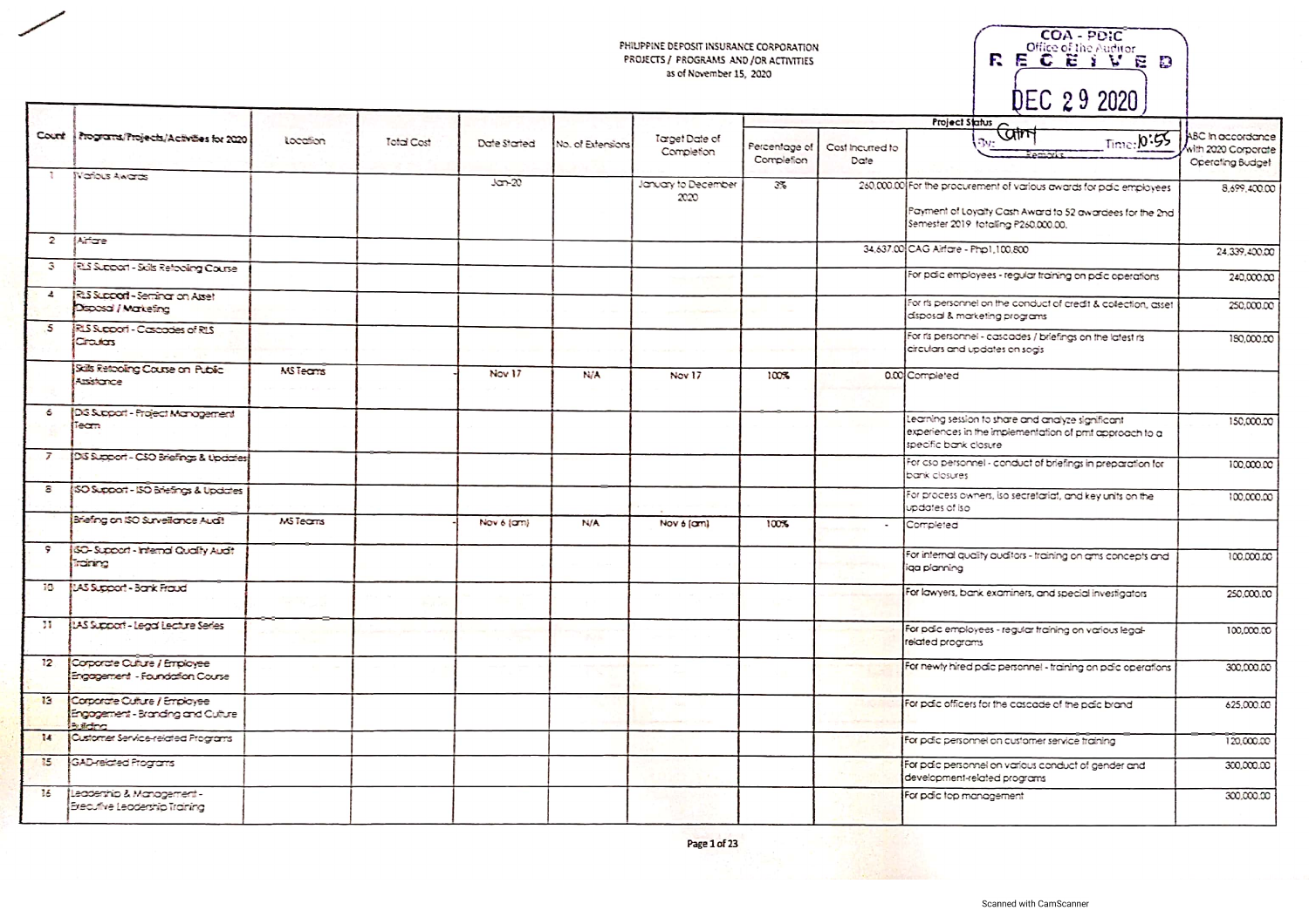PHILIPPINE DEPOSIT INSURANCE CORPORATION
PROJECTS / PROGRAMS AND /OR ACTIVITIES
as of November 15, 2020

COA - PDIC
Office of the Auditor
RECEIVED
DEC 29 2020
By: [signature] Time: 10:55

| Count | Programs/Projects/Activities for 2020 | Location | Total Cost | Date Started | No. of Extensions | Target Date of Completion | Project Status | | | ABC in accordance with 2020 Corporate Operating Budget |
|---|---|---|---|---|---|---|---|---|---|---|
| | | | | | | | Percentage of Completion | Cost Incurred to Date | Remarks | |
| 1 | Various Awards | | | Jan-20 | | January to December 2020 | 3% | 260,000.00 | For the procurement of various awards for pdic employees<br><br>Payment of Loyalty Cash Award to 52 awardees for the 2nd Semester 2019 totaling P260,000.00. | 8,699,400.00 |
| 2 | Airfare | | | | | | | 34,637.00 | CAG Airfare - Php1,100,800 | 24,339,400.00 |
| 3 | RLS Support - Skills Retooling Course | | | | | | | | For pdic employees - regular training on pdic operations | 240,000.00 |
| 4 | RLS Support - Seminar on Asset Disposal / Marketing | | | | | | | | For rls personnel on the conduct of credit & collection, asset disposal & marketing programs | 250,000.00 |
| 5 | RLS Support - Cascades of RLS Circulars | | | | | | | | For rls personnel - cascades / briefings on the latest rls circulars and updates on sogis | 180,000.00 |
| | Skills Retooling Course on Public Assistance | MS Teams | - | Nov 17 | N/A | Nov 17 | 100% | 0.00 | Completed | |
| 6 | DIS Support - Project Management Team | | | | | | | | Learning session to share and analyze significant experiences in the implementation of pmt approach to a specific bank closure | 150,000.00 |
| 7 | DIS Support - CSO Briefings & Updates | | | | | | | | For cso personnel - conduct of briefings in preparation for bank closures | 100,000.00 |
| 8 | ISO Support - ISO Briefings & Updates | | | | | | | | For process owners, iso secretariat, and key units on the updates of iso | 100,000.00 |
| | Briefing on ISO Surveillance Audit | MS Teams | - | Nov 6 (am) | N/A | Nov 6 (am) | 100% | - | Completed | |
| 9 | ISO- Support - Internal Quality Audit Training | | | | | | | | For internal quality auditors - training on qms concepts and iqa planning | 100,000.00 |
| 10 | LAS Support - Bank Fraud | | | | | | | | For lawyers, bank examiners, and special investigators | 250,000.00 |
| 11 | LAS Support - Legal Lecture Series | | | | | | | | For pdic employees - regular training on various legal-related programs | 100,000.00 |
| 12 | Corporate Culture / Employee Engagement - Foundation Course | | | | | | | | For newly hired pdic personnel - training on pdic operations | 300,000.00 |
| 13 | Corporate Culture / Employee Engagement - Branding and Culture Building | | | | | | | | For pdic officers for the cascade of the pdic brand | 625,000.00 |
| 14 | Customer Service-related Programs | | | | | | | | For pdic personnel on customer service training | 120,000.00 |
| 15 | GAD-related Programs | | | | | | | | For pdic personnel on various conduct of gender and development-related programs | 300,000.00 |
| 16 | Leadership & Management - Executive Leadership Training | | | | | | | | For pdic top management | 300,000.00 |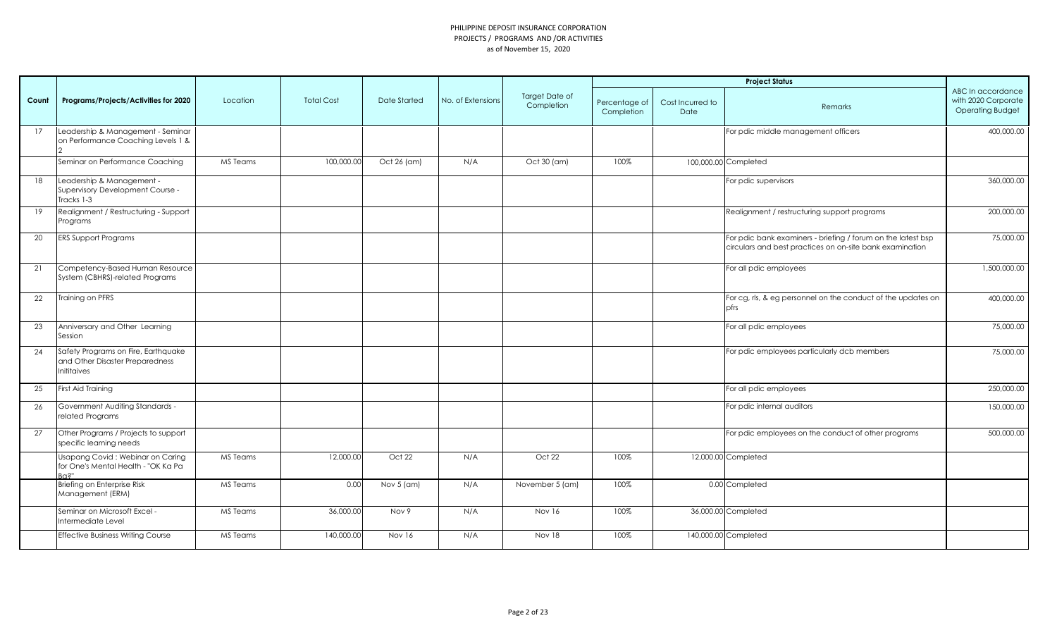PHILIPPINE DEPOSIT INSURANCE CORPORATION
PROJECTS / PROGRAMS AND /OR ACTIVITIES
as of November 15, 2020

| Count | Programs/Projects/Activities for 2020 | Location | Total Cost | Date Started | No. of Extensions | Target Date of Completion | Project Status | | | ABC In accordance with 2020 Corporate Operating Budget |
|---|---|---|---|---|---|---|---|---|---|---|
| | | | | | | | Percentage of Completion | Cost Incurred to Date | Remarks | |
| 17 | Leadership & Management - Seminar on Performance Coaching Levels 1 & 2 | | | | | | | | For pdic middle management officers | 400,000.00 |
| | Seminar on Performance Coaching | MS Teams | 100,000.00 | Oct 26 (am) | N/A | Oct 30 (am) | 100% | 100,000.00 | Completed | |
| 18 | Leadership & Management - Supervisory Development Course - Tracks 1-3 | | | | | | | | For pdic supervisors | 360,000.00 |
| 19 | Realignment / Restructuring - Support Programs | | | | | | | | Realignment / restructuring support programs | 200,000.00 |
| 20 | ERS Support Programs | | | | | | | | For pdic bank examiners - briefing / forum on the latest bsp circulars and best practices on on-site bank examination | 75,000.00 |
| 21 | Competency-Based Human Resource System (CBHRS)-related Programs | | | | | | | | For all pdic employees | 1,500,000.00 |
| 22 | Training on PFRS | | | | | | | | For cg, rls, & eg personnel on the conduct of the updates on pfrs | 400,000.00 |
| 23 | Anniversary and Other Learning Session | | | | | | | | For all pdic employees | 75,000.00 |
| 24 | Safety Programs on Fire, Earthquake and Other Disaster Preparedness Inititaives | | | | | | | | For pdic employees particularly dcb members | 75,000.00 |
| 25 | First Aid Training | | | | | | | | For all pdic employees | 250,000.00 |
| 26 | Government Auditing Standards - related Programs | | | | | | | | For pdic internal auditors | 150,000.00 |
| 27 | Other Programs / Projects to support specific learning needs | | | | | | | | For pdic employees on the conduct of other programs | 500,000.00 |
| | Usapang Covid : Webinar on Caring for One's Mental Health - "OK Ka Pa Ba?" | MS Teams | 12,000.00 | Oct 22 | N/A | Oct 22 | 100% | 12,000.00 | Completed | |
| | Briefing on Enterprise Risk Management (ERM) | MS Teams | 0.00 | Nov 5 (am) | N/A | November 5 (am) | 100% | 0.00 | Completed | |
| | Seminar on Microsoft Excel - Intermediate Level | MS Teams | 36,000.00 | Nov 9 | N/A | Nov 16 | 100% | 36,000.00 | Completed | |
| | Effective Business Writing Course | MS Teams | 140,000.00 | Nov 16 | N/A | Nov 18 | 100% | 140,000.00 | Completed | |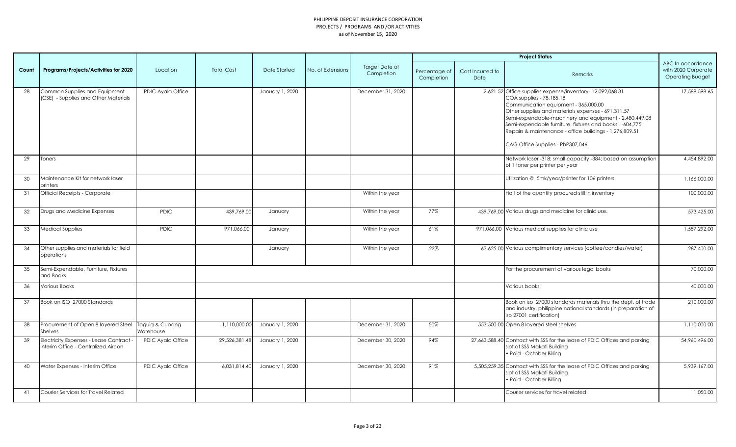PHILIPPINE DEPOSIT INSURANCE CORPORATION
PROJECTS / PROGRAMS AND /OR ACTIVITIES
as of November 15, 2020

| Count | Programs/Projects/Activities for 2020 | Location | Total Cost | Date Started | No. of Extensions | Target Date of Completion | Project Status | | | ABC In accordance with 2020 Corporate Operating Budget |
|---|---|---|---|---|---|---|---|---|---|---|
| | | | | | | | Percentage of Completion | Cost Incurred to Date | Remarks | |
| 28 | Common Supplies and Equipment (CSE) - Supplies and Other Materials | PDIC Ayala Office | | January 1, 2020 | | December 31, 2020 | | 2,621.52 | Office supplies expense/inventory- 12,092,068.31<br>COA supplies - 78,185.18<br>Communication equipment - 365,000.00<br>Other supplies and materials expenses - 691,311.57<br>Semi-expendable-machinery and equipment - 2,480,449.08<br>Semi-expendable furniture, fixtures and books -604,775<br>Repairs & maintenance - office buildings - 1,276,809.51<br><br>CAG Office Supplies - PhP307,046 | 17,588,598.65 |
| 29 | Toners | | | | | | | | Network laser -318; small capacity -384; based on assumption of 1 toner per printer per year | 4,454,892.00 |
| 30 | Maintenance Kit for network laser printers | | | | | | | | Utilization @ .5mk/year/printer for 106 printers | 1,166,000.00 |
| 31 | Official Receipts - Corporate | | | | | Within the year | | | Half of the quantity procured still in inventory | 100,000.00 |
| 32 | Drugs and Medicine Expenses | PDIC | 439,769.00 | January | | Within the year | 77% | 439,769.00 | Various drugs and medicine for clinic use. | 573,425.00 |
| 33 | Medical Supplies | PDIC | 971,066.00 | January | | Within the year | 61% | 971,066.00 | Various medical supplies for clinic use | 1,587,292.00 |
| 34 | Other supplies and materials for field operations | | | January | | Within the year | 22% | 63,625.00 | Various complimentary services (coffee/candies/water) | 287,400.00 |
| 35 | Semi-Expendable, Furniture, Fixtures and Books | | | | | | | | For the procurement of various legal books | 70,000.00 |
| 36 | Various Books | | | | | | | | Various books | 40,000.00 |
| 37 | Book on ISO 27000 Standards | | | | | | | | Book on iso 27000 standards materials thru the dept. of trade and industry, philippine national standards (in preparation of iso 27001 certification) | 210,000.00 |
| 38 | Procurement of Open 8 layered Steel Shelves | Taguig & Cupang Warehouse | 1,110,000.00 | January 1, 2020 | | December 31, 2020 | 50% | 553,500.00 | Open 8 layered steel shelves | 1,110,000.00 |
| 39 | Electricity Expenses - Lease Contract - Interim Office - Centralized Aircon | PDIC Ayala Office | 29,526,381.48 | January 1, 2020 | | December 30, 2020 | 94% | 27,663,588.40 | Contract with SSS for the lease of PDIC Offices and parking slot at SSS Makati Building<br>• Paid - October Billing | 54,960,496.00 |
| 40 | Water Expenses - Interim Office | PDIC Ayala Office | 6,031,814.40 | January 1, 2020 | | December 30, 2020 | 91% | 5,505,259.35 | Contract with SSS for the lease of PDIC Offices and parking slot at SSS Makati Building<br>• Paid - October Billing | 5,939,167.00 |
| 41 | Courier Services for Travel Related | | | | | | | | Courier services for travel related | 1,050.00 |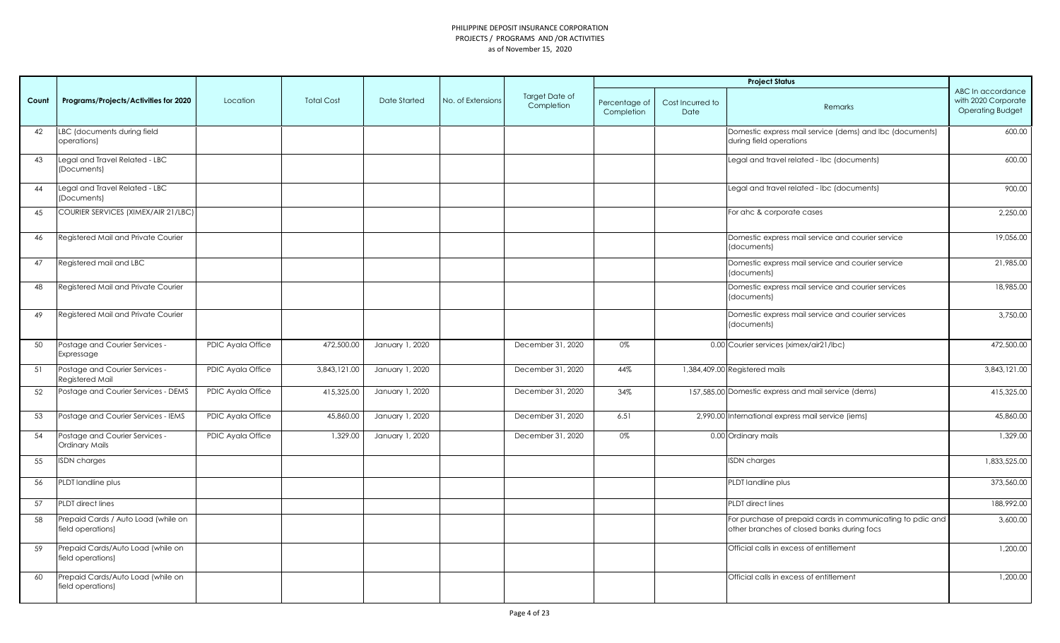PHILIPPINE DEPOSIT INSURANCE CORPORATION
PROJECTS / PROGRAMS AND /OR ACTIVITIES
as of November 15, 2020

| Count | Programs/Projects/Activities for 2020 | Location | Total Cost | Date Started | No. of Extensions | Target Date of Completion | Project Status | | | ABC In accordance with 2020 Corporate Operating Budget |
|---|---|---|---|---|---|---|---|---|---|---|
| | | | | | | | Percentage of Completion | Cost Incurred to Date | Remarks | |
| 42 | LBC (documents during field operations) | | | | | | | | Domestic express mail service (dems) and lbc (documents) during field operations | 600.00 |
| 43 | Legal and Travel Related - LBC (Documents) | | | | | | | | Legal and travel related - lbc (documents) | 600.00 |
| 44 | Legal and Travel Related - LBC (Documents) | | | | | | | | Legal and travel related - lbc (documents) | 900.00 |
| 45 | COURIER SERVICES (XIMEX/AIR 21/LBC) | | | | | | | | For ahc & corporate cases | 2,250.00 |
| 46 | Registered Mail and Private Courier | | | | | | | | Domestic express mail service and courier service (documents) | 19,056.00 |
| 47 | Registered mail and LBC | | | | | | | | Domestic express mail service and courier service (documents) | 21,985.00 |
| 48 | Registered Mail and Private Courier | | | | | | | | Domestic express mail service and courier services (documents) | 18,985.00 |
| 49 | Registered Mail and Private Courier | | | | | | | | Domestic express mail service and courier services (documents) | 3,750.00 |
| 50 | Postage and Courier Services - Expressage | PDIC Ayala Office | 472,500.00 | January 1, 2020 | | December 31, 2020 | 0% | 0.00 | Courier services (ximex/air21/lbc) | 472,500.00 |
| 51 | Postage and Courier Services - Registered Mail | PDIC Ayala Office | 3,843,121.00 | January 1, 2020 | | December 31, 2020 | 44% | 1,384,409.00 | Registered mails | 3,843,121.00 |
| 52 | Postage and Courier Services - DEMS | PDIC Ayala Office | 415,325.00 | January 1, 2020 | | December 31, 2020 | 34% | 157,585.00 | Domestic express and mail service (dems) | 415,325.00 |
| 53 | Postage and Courier Services - IEMS | PDIC Ayala Office | 45,860.00 | January 1, 2020 | | December 31, 2020 | 6.51 | 2,990.00 | International express mail service (iems) | 45,860.00 |
| 54 | Postage and Courier Services - Ordinary Mails | PDIC Ayala Office | 1,329.00 | January 1, 2020 | | December 31, 2020 | 0% | 0.00 | Ordinary mails | 1,329.00 |
| 55 | ISDN charges | | | | | | | | ISDN charges | 1,833,525.00 |
| 56 | PLDT landline plus | | | | | | | | PLDT landline plus | 373,560.00 |
| 57 | PLDT direct lines | | | | | | | | PLDT direct lines | 188,992.00 |
| 58 | Prepaid Cards / Auto Load (while on field operations) | | | | | | | | For purchase of prepaid cards in communicating to pdic and other branches of closed banks during focs | 3,600.00 |
| 59 | Prepaid Cards/Auto Load (while on field operations) | | | | | | | | Official calls in excess of entitlement | 1,200.00 |
| 60 | Prepaid Cards/Auto Load (while on field operations) | | | | | | | | Official calls in excess of entitlement | 1,200.00 |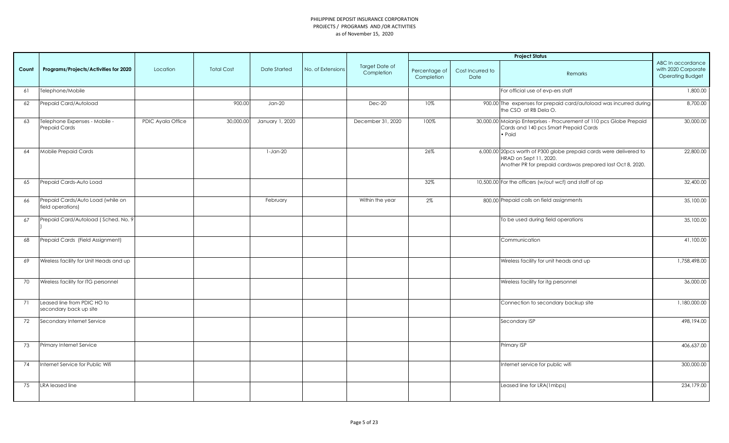PHILIPPINE DEPOSIT INSURANCE CORPORATION
PROJECTS / PROGRAMS AND /OR ACTIVITIES
as of November 15, 2020

| Count | Programs/Projects/Activities for 2020 | Location | Total Cost | Date Started | No. of Extensions | Target Date of Completion | Project Status | | | ABC In accordance with 2020 Corporate Operating Budget |
|---|---|---|---|---|---|---|---|---|---|---|
| | | | | | | | Percentage of Completion | Cost Incurred to Date | Remarks | |
| 61 | Telephone/Mobile | | | | | | | | For official use of evp-ers staff | 1,800.00 |
| 62 | Prepaid Card/Autoload | | 900.00 | Jan-20 | | Dec-20 | 10% | 900.00 | The expenses for prepaid card/autoload was incurred during the CSO at RB Dela O. | 8,700.00 |
| 63 | Telephone Expenses - Mobile - Prepaid Cards | PDIC Ayala Office | 30,000.00 | January 1, 2020 | | December 31, 2020 | 100% | 30,000.00 | Moianjo Enterprises - Procurement of 110 pcs Globe Prepaid Cards and 140 pcs Smart Prepaid Cards • Paid | 30,000.00 |
| 64 | Mobile Prepaid Cards | | | 1-Jan-20 | | | 26% | 6,000.00 | 20pcs worth of P300 globe prepaid cards were delivered to HRAD on Sept 11, 2020. Another PR for prepaid cardswas prepared last Oct 8, 2020. | 22,800.00 |
| 65 | Prepaid Cards-Auto Load | | | | | | 32% | 10,500.00 | For the officers (w/out wcf) and staff of op | 32,400.00 |
| 66 | Prepaid Cards/Auto Load (while on field operations) | | | February | | Within the year | 2% | 800.00 | Prepaid calls on field assignments | 35,100.00 |
| 67 | Prepaid Card/Autoload ( Sched. No. 9 ) | | | | | | | | To be used during field operations | 35,100.00 |
| 68 | Prepaid Cards (Field Assignment) | | | | | | | | Communication | 41,100.00 |
| 69 | Wireless facility for Unit Heads and up | | | | | | | | Wireless facility for unit heads and up | 1,758,498.00 |
| 70 | Wireless facility for ITG personnel | | | | | | | | Wireless facility for itg personnel | 36,000.00 |
| 71 | Leased line from PDIC HO to secondary back up site | | | | | | | | Connection to secondary backup site | 1,180,000.00 |
| 72 | Secondary Internet Service | | | | | | | | Secondary ISP | 498,194.00 |
| 73 | Primary Internet Service | | | | | | | | Primary ISP | 406,637.00 |
| 74 | Internet Service for Public Wifi | | | | | | | | Internet service for public wifi | 300,000.00 |
| 75 | LRA leased line | | | | | | | | Leased line for LRA(1mbps) | 234,179.00 |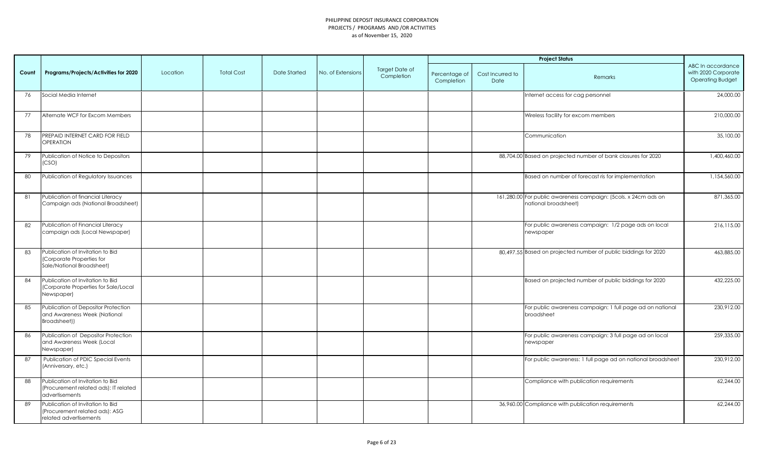PHILIPPINE DEPOSIT INSURANCE CORPORATION
PROJECTS / PROGRAMS AND /OR ACTIVITIES
as of November 15, 2020

| Count | Programs/Projects/Activities for 2020 | Location | Total Cost | Date Started | No. of Extensions | Target Date of Completion | Project Status | | | ABC In accordance with 2020 Corporate Operating Budget |
|---|---|---|---|---|---|---|---|---|---|---|
| | | | | | | | Percentage of Completion | Cost Incurred to Date | Remarks | |
| 76 | Social Media Internet | | | | | | | | Internet access for cag personnel | 24,000.00 |
| 77 | Alternate WCF for Excom Members | | | | | | | | Wireless facility for excom members | 210,000.00 |
| 78 | PREPAID INTERNET CARD FOR FIELD OPERATION | | | | | | | | Communication | 35,100.00 |
| 79 | Publication of Notice to Depositors (CSO) | | | | | | | 88,704.00 | Based on projected number of bank closures for 2020 | 1,400,460.00 |
| 80 | Publication of Regulatory Issuances | | | | | | | | Based on number of forecast ris for implementation | 1,154,560.00 |
| 81 | Publication of financial Literacy Campaign ads (National Broadsheet) | | | | | | | 161,280.00 | For public awareness campaign: (5cols. x 24cm ads on national broadsheet) | 871,365.00 |
| 82 | Publication of Financial Literacy campaign ads (Local Newspaper) | | | | | | | | For public awareness campaign: 1/2 page ads on local newspaper | 216,115.00 |
| 83 | Publication of Invitation to Bid (Corporate Properties for Sale/National Broadsheet) | | | | | | | 80,497.55 | Based on projected number of public biddings for 2020 | 463,885.00 |
| 84 | Publication of Invitation to Bid (Corporate Properties for Sale/Local Newspaper) | | | | | | | | Based on projected number of public biddings for 2020 | 432,225.00 |
| 85 | Publication of Depositor Protection and Awareness Week (National Broadsheet)) | | | | | | | | For public awareness campaign: 1 full page ad on national broadsheet | 230,912.00 |
| 86 | Publication of Depositor Protection and Awareness Week (Local Newspaper) | | | | | | | | For public awareness campaign: 3 full page ad on local newspaper | 259,335.00 |
| 87 | Publication of PDIC Special Events (Anniversary, etc.) | | | | | | | | For public awareness: 1 full page ad on national broadsheet | 230,912.00 |
| 88 | Publication of Invitation to Bid (Procurement related ads): IT related advertisements | | | | | | | | Compliance with publication requirements | 62,244.00 |
| 89 | Publication of Invitation to Bid (Procurement related ads): ASG related advertisements | | | | | | | 36,960.00 | Compliance with publication requirements | 62,244.00 |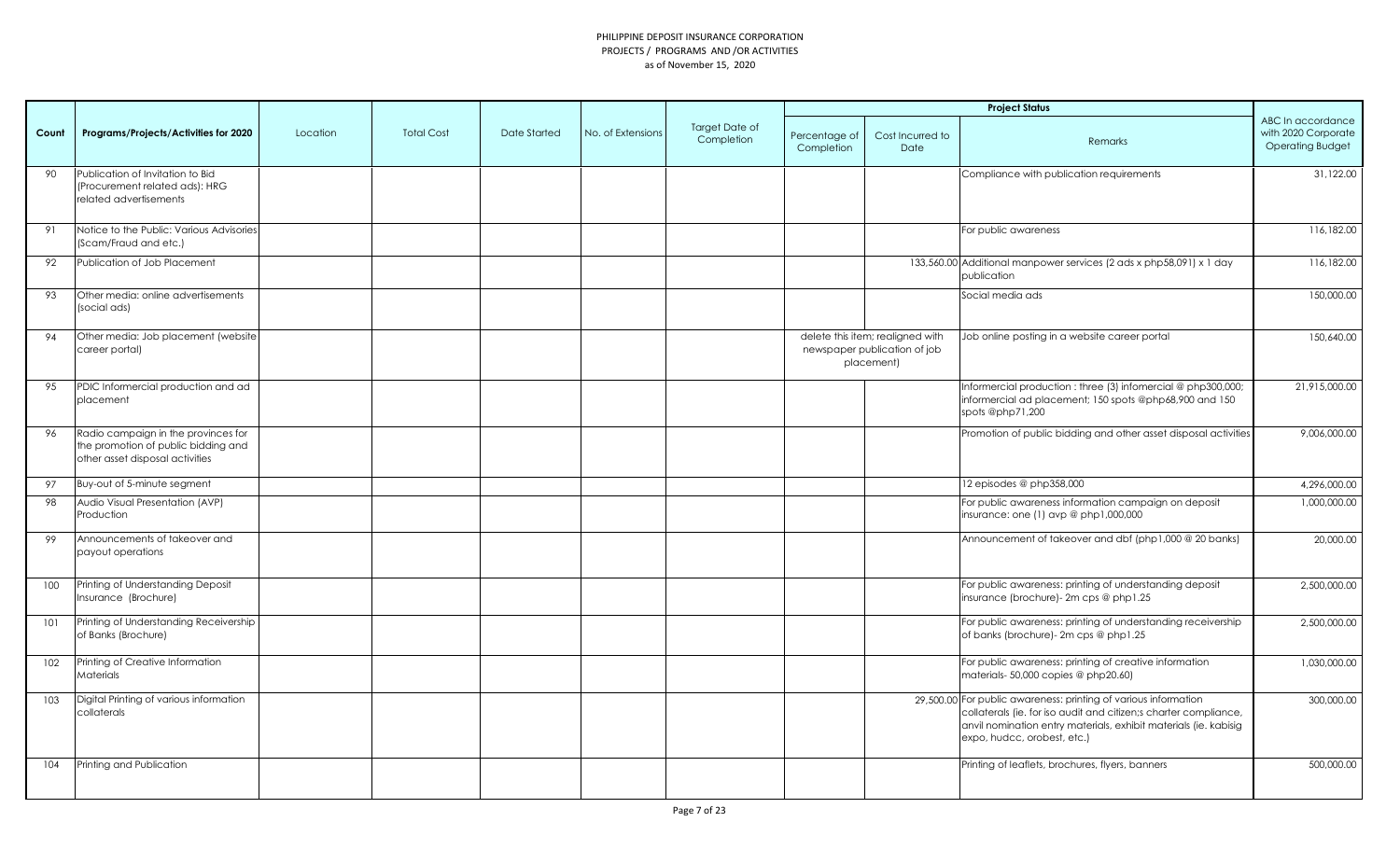PHILIPPINE DEPOSIT INSURANCE CORPORATION
PROJECTS / PROGRAMS AND /OR ACTIVITIES
as of November 15, 2020

| Count | Programs/Projects/Activities for 2020 | Location | Total Cost | Date Started | No. of Extensions | Target Date of Completion | Project Status | | | ABC In accordance with 2020 Corporate Operating Budget |
|---|---|---|---|---|---|---|---|---|---|---|
| | | | | | | | Percentage of Completion | Cost Incurred to Date | Remarks | |
| 90 | Publication of Invitation to Bid (Procurement related ads): HRG related advertisements | | | | | | | | Compliance with publication requirements | 31,122.00 |
| 91 | Notice to the Public: Various Advisories (Scam/Fraud and etc.) | | | | | | | | For public awareness | 116,182.00 |
| 92 | Publication of Job Placement | | | | | | | 133,560.00 | Additional manpower services (2 ads x php58,091) x 1 day publication | 116,182.00 |
| 93 | Other media: online advertisements (social ads) | | | | | | | | Social media ads | 150,000.00 |
| 94 | Other media: Job placement (website career portal) | | | | | | delete this item; realigned with newspaper publication of job placement) | | Job online posting in a website career portal | 150,640.00 |
| 95 | PDIC Informercial production and ad placement | | | | | | | | Informercial production : three (3) infomercial @ php300,000; informercial ad placement; 150 spots @php68,900 and 150 spots @php71,200 | 21,915,000.00 |
| 96 | Radio campaign in the provinces for the promotion of public bidding and other asset disposal activities | | | | | | | | Promotion of public bidding and other asset disposal activities | 9,006,000.00 |
| 97 | Buy-out of 5-minute segment | | | | | | | | 12 episodes @ php358,000 | 4,296,000.00 |
| 98 | Audio Visual Presentation (AVP) Production | | | | | | | | For public awareness information campaign on deposit insurance: one (1) avp @ php1,000,000 | 1,000,000.00 |
| 99 | Announcements of takeover and payout operations | | | | | | | | Announcement of takeover and dbf (php1,000 @ 20 banks) | 20,000.00 |
| 100 | Printing of Understanding Deposit Insurance (Brochure) | | | | | | | | For public awareness: printing of understanding deposit insurance (brochure)- 2m cps @ php1.25 | 2,500,000.00 |
| 101 | Printing of Understanding Receivership of Banks (Brochure) | | | | | | | | For public awareness: printing of understanding receivership of banks (brochure)- 2m cps @ php1.25 | 2,500,000.00 |
| 102 | Printing of Creative Information Materials | | | | | | | | For public awareness: printing of creative information materials- 50,000 copies @ php20.60) | 1,030,000.00 |
| 103 | Digital Printing of various information collaterals | | | | | | | 29,500.00 | For public awareness: printing of various information collaterals (ie. for iso audit and citizen;s charter compliance, anvil nomination entry materials, exhibit materials (ie. kabisig expo, hudcc, orobest, etc.) | 300,000.00 |
| 104 | Printing and Publication | | | | | | | | Printing of leaflets, brochures, flyers, banners | 500,000.00 |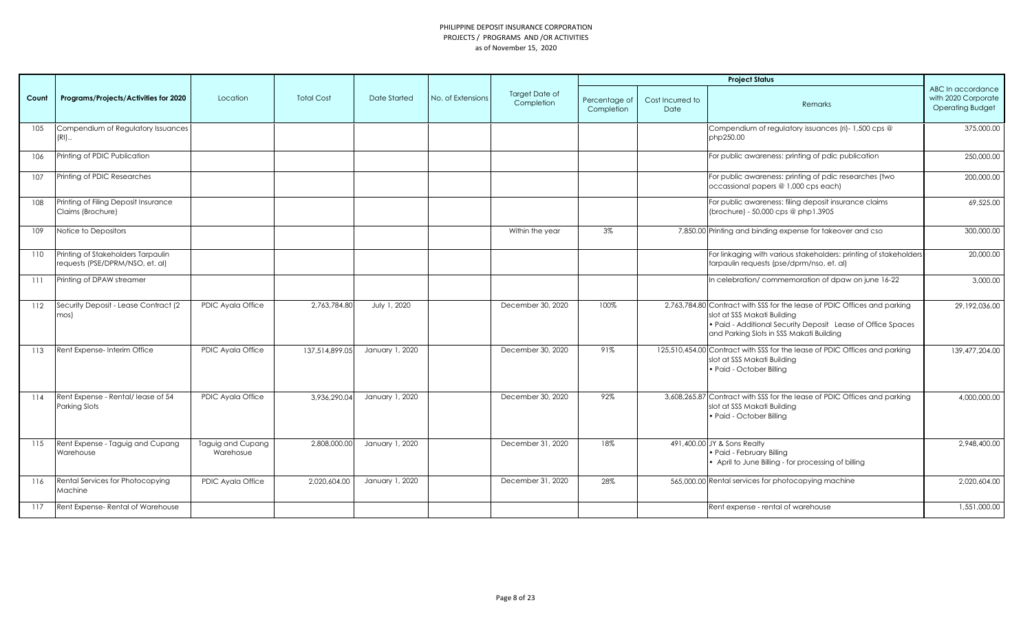PHILIPPINE DEPOSIT INSURANCE CORPORATION
PROJECTS / PROGRAMS AND /OR ACTIVITIES
as of November 15, 2020

| Count | Programs/Projects/Activities for 2020 | Location | Total Cost | Date Started | No. of Extensions | Target Date of Completion | Project Status | | | ABC In accordance with 2020 Corporate Operating Budget |
|---|---|---|---|---|---|---|---|---|---|---|
| | | | | | | | Percentage of Completion | Cost Incurred to Date | Remarks | |
| 105 | Compendium of Regulatory Issuances (RI).. | | | | | | | | Compendium of regulatory issuances (ri)- 1,500 cps @ php250.00 | 375,000.00 |
| 106 | Printing of PDIC Publication | | | | | | | | For public awareness: printing of pdic publication | 250,000.00 |
| 107 | Printing of PDIC Researches | | | | | | | | For public awareness: printing of pdic researches (two occassional papers @ 1,000 cps each) | 200,000.00 |
| 108 | Printing of Filing Deposit Insurance Claims (Brochure) | | | | | | | | For public awareness: filing deposit insurance claims (brochure) - 50,000 cps @ php1.3905 | 69,525.00 |
| 109 | Notice to Depositors | | | | | Within the year | 3% | 7,850.00 | Printing and binding expense for takeover and cso | 300,000.00 |
| 110 | Printing of Stakeholders Tarpaulin requests (PSE/DPRM/NSO, et. al) | | | | | | | | For linkaging with various stakeholders: printing of stakeholders tarpaulin requests (pse/dprm/nso, et. al) | 20,000.00 |
| 111 | Printing of DPAW streamer | | | | | | | | In celebration/ commemoration of dpaw on june 16-22 | 3,000.00 |
| 112 | Security Deposit - Lease Contract (2 mos) | PDIC Ayala Office | 2,763,784.80 | July 1, 2020 | | December 30, 2020 | 100% | 2,763,784.80 | Contract with SSS for the lease of PDIC Offices and parking slot at SSS Makati Building<br>• Paid - Additional Security Deposit Lease of Office Spaces and Parking Slots in SSS Makati Building | 29,192,036.00 |
| 113 | Rent Expense- Interim Office | PDIC Ayala Office | 137,514,899.05 | January 1, 2020 | | December 30, 2020 | 91% | 125,510,454.00 | Contract with SSS for the lease of PDIC Offices and parking slot at SSS Makati Building<br>• Paid - October Billing | 139,477,204.00 |
| 114 | Rent Expense - Rental/ lease of 54 Parking Slots | PDIC Ayala Office | 3,936,290.04 | January 1, 2020 | | December 30, 2020 | 92% | 3,608,265.87 | Contract with SSS for the lease of PDIC Offices and parking slot at SSS Makati Building<br>• Paid - October Billing | 4,000,000.00 |
| 115 | Rent Expense - Taguig and Cupang Warehouse | Taguig and Cupang Warehosue | 2,808,000.00 | January 1, 2020 | | December 31, 2020 | 18% | 491,400.00 | JY & Sons Realty<br>• Paid - February Billing<br>• April to June Billing - for processing of billing | 2,948,400.00 |
| 116 | Rental Services for Photocopying Machine | PDIC Ayala Office | 2,020,604.00 | January 1, 2020 | | December 31, 2020 | 28% | 565,000.00 | Rental services for photocopying machine | 2,020,604.00 |
| 117 | Rent Expense- Rental of Warehouse | | | | | | | | Rent expense - rental of warehouse | 1,551,000.00 |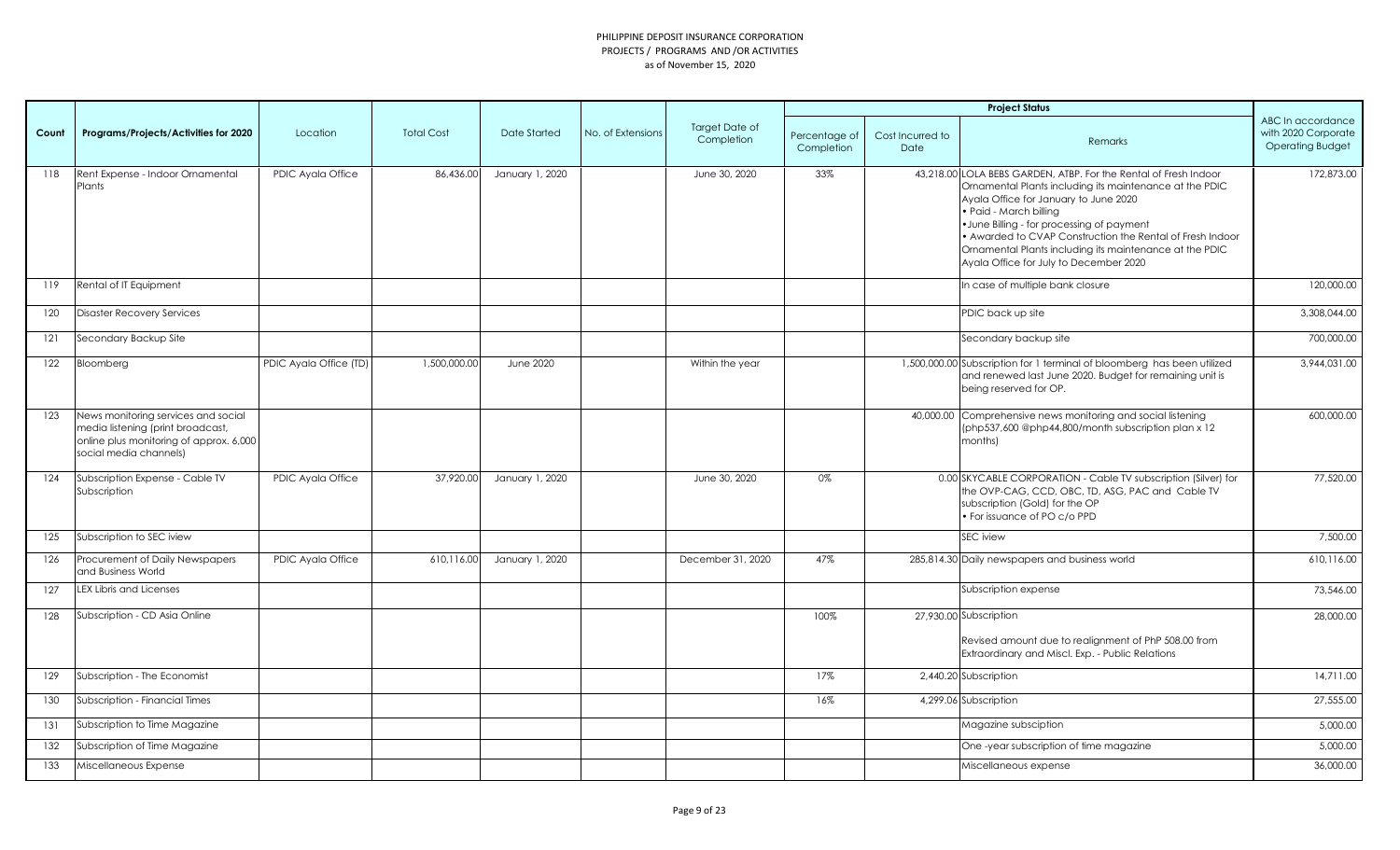PHILIPPINE DEPOSIT INSURANCE CORPORATION
PROJECTS / PROGRAMS AND /OR ACTIVITIES
as of November 15, 2020

| Count | Programs/Projects/Activities for 2020 | Location | Total Cost | Date Started | No. of Extensions | Target Date of Completion | Project Status | | | ABC In accordance with 2020 Corporate Operating Budget |
|---|---|---|---|---|---|---|---|---|---|---|
| | | | | | | | Percentage of Completion | Cost Incurred to Date | Remarks | |
| 118 | Rent Expense - Indoor Ornamental Plants | PDIC Ayala Office | 86,436.00 | January 1, 2020 | | June 30, 2020 | 33% | 43,218.00 | LOLA BEBS GARDEN, ATBP. For the Rental of Fresh Indoor Ornamental Plants including its maintenance at the PDIC Ayala Office for January to June 2020<br>• Paid - March billing<br>•June Billing - for processing of payment<br>• Awarded to CVAP Construction the Rental of Fresh Indoor Ornamental Plants including its maintenance at the PDIC Ayala Office for July to December 2020 | 172,873.00 |
| 119 | Rental of IT Equipment | | | | | | | | In case of multiple bank closure | 120,000.00 |
| 120 | Disaster Recovery Services | | | | | | | | PDIC back up site | 3,308,044.00 |
| 121 | Secondary Backup Site | | | | | | | | Secondary backup site | 700,000.00 |
| 122 | Bloomberg | PDIC Ayala Office (TD) | 1,500,000.00 | June 2020 | | Within the year | | 1,500,000.00 | Subscription for 1 terminal of bloomberg has been utilized and renewed last June 2020. Budget for remaining unit is being reserved for OP. | 3,944,031.00 |
| 123 | News monitoring services and social media listening (print broadcast, online plus monitoring of approx. 6,000 social media channels) | | | | | | | 40,000.00 | Comprehensive news monitoring and social listening (php537,600 @php44,800/month subscription plan x 12 months) | 600,000.00 |
| 124 | Subscription Expense - Cable TV Subscription | PDIC Ayala Office | 37,920.00 | January 1, 2020 | | June 30, 2020 | 0% | 0.00 | SKYCABLE CORPORATION - Cable TV subscription (Silver) for the OVP-CAG, CCD, OBC, TD, ASG, PAC and Cable TV subscription (Gold) for the OP<br>• For issuance of PO c/o PPD | 77,520.00 |
| 125 | Subscription to SEC iview | | | | | | | | SEC iview | 7,500.00 |
| 126 | Procurement of Daily Newspapers and Business World | PDIC Ayala Office | 610,116.00 | January 1, 2020 | | December 31, 2020 | 47% | 285,814.30 | Daily newspapers and business world | 610,116.00 |
| 127 | LEX Libris and Licenses | | | | | | | | Subscription expense | 73,546.00 |
| 128 | Subscription - CD Asia Online | | | | | | 100% | 27,930.00 | Subscription<br><br>Revised amount due to realignment of PhP 508.00 from Extraordinary and Miscl. Exp. - Public Relations | 28,000.00 |
| 129 | Subscription - The Economist | | | | | | 17% | 2,440.20 | Subscription | 14,711.00 |
| 130 | Subscription - Financial Times | | | | | | 16% | 4,299.06 | Subscription | 27,555.00 |
| 131 | Subscription to Time Magazine | | | | | | | | Magazine subsciption | 5,000.00 |
| 132 | Subscription of Time Magazine | | | | | | | | One -year subscription of time magazine | 5,000.00 |
| 133 | Miscellaneous Expense | | | | | | | | Miscellaneous expense | 36,000.00 |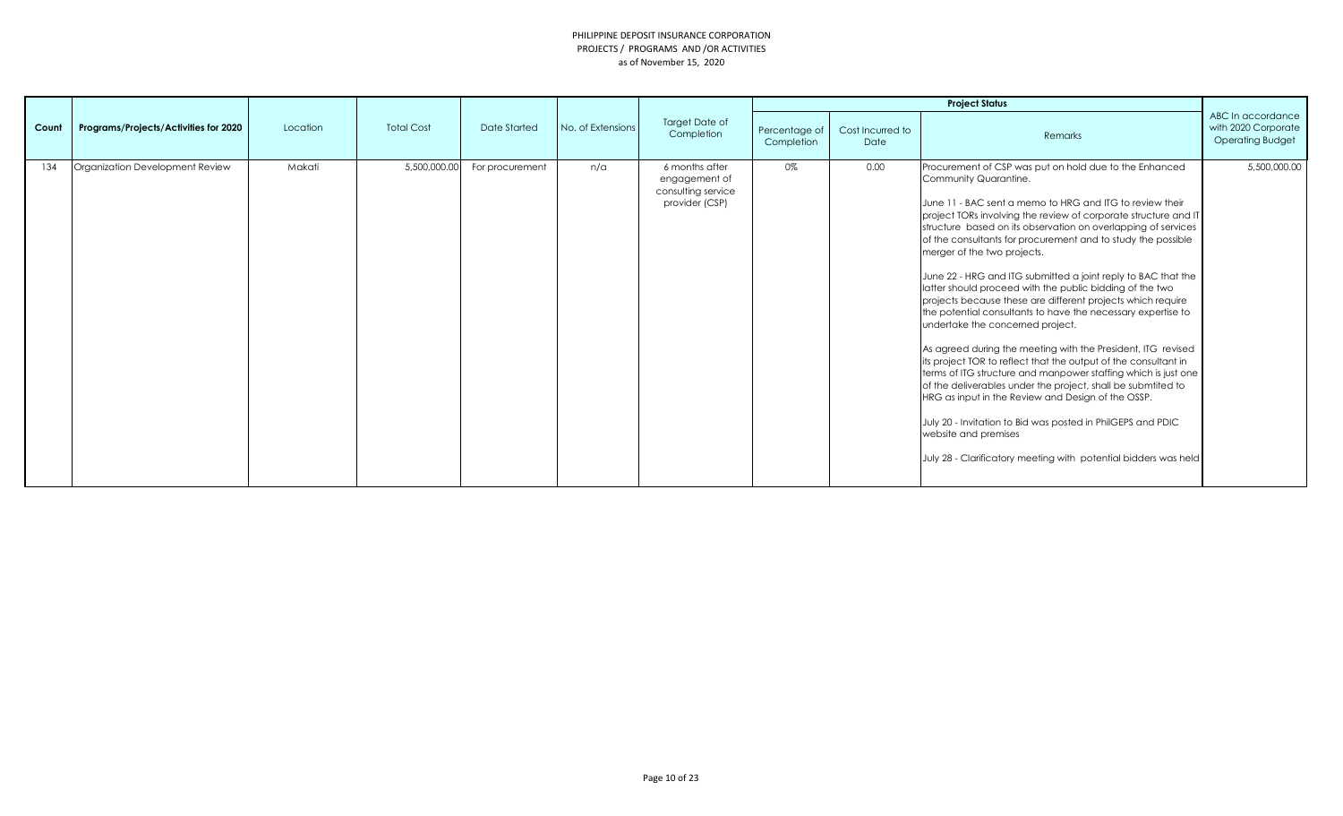PHILIPPINE DEPOSIT INSURANCE CORPORATION
PROJECTS / PROGRAMS AND /OR ACTIVITIES
as of November 15, 2020

| Count | Programs/Projects/Activities for 2020 | Location | Total Cost | Date Started | No. of Extensions | Target Date of Completion | Project Status | | | ABC In accordance with 2020 Corporate Operating Budget |
|---|---|---|---|---|---|---|---|---|---|---|
| | | | | | | | Percentage of Completion | Cost Incurred to Date | Remarks | |
| 134 | Organization Development Review | Makati | 5,500,000.00 | For procurement | n/a | 6 months after engagement of consulting service provider (CSP) | 0% | 0.00 | Procurement of CSP was put on hold due to the Enhanced Community Quarantine.<br><br>June 11 - BAC sent a memo to HRG and ITG to review their project TORs involving the review of corporate structure and IT structure based on its observation on overlapping of services of the consultants for procurement and to study the possible merger of the two projects.<br><br>June 22 - HRG and ITG submitted a joint reply to BAC that the latter should proceed with the public bidding of the two projects because these are different projects which require the potential consultants to have the necessary expertise to undertake the concerned project.<br><br>As agreed during the meeting with the President, ITG revised its project TOR to reflect that the output of the consultant in terms of ITG structure and manpower staffing which is just one of the deliverables under the project, shall be submtited to HRG as input in the Review and Design of the OSSP.<br><br>July 20 - Invitation to Bid was posted in PhilGEPS and PDIC website and premises<br><br>July 28 - Clarificatory meeting with potential bidders was held | 5,500,000.00 |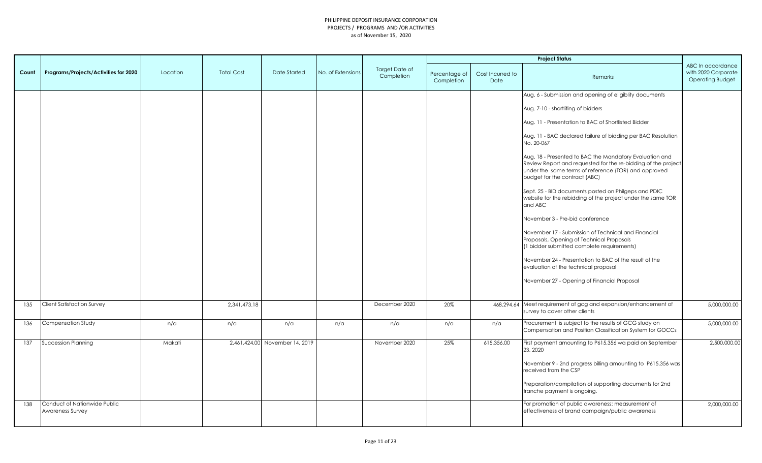PHILIPPINE DEPOSIT INSURANCE CORPORATION
PROJECTS / PROGRAMS AND /OR ACTIVITIES
as of November 15, 2020

| Count | Programs/Projects/Activities for 2020 | Location | Total Cost | Date Started | No. of Extensions | Target Date of Completion | Project Status | | | ABC In accordance with 2020 Corporate Operating Budget |
|---|---|---|---|---|---|---|---|---|---|---|
| | | | | | | | Percentage of Completion | Cost Incurred to Date | Remarks | |
| | | | | | | | | | Aug. 6 - Submission and opening of eligiblity documents<br><br>Aug. 7-10 - shortliting of bidders<br><br>Aug. 11 - Presentation to BAC of Shortlisted Bidder<br><br>Aug. 11 - BAC declared failure of bidding per BAC Resolution No. 20-067<br><br>Aug. 18 - Presented to BAC the Mandatory Evaluation and Review Report and requested for the re-bidding of the project under the same terms of reference (TOR) and approved budget for the contract (ABC)<br><br>Sept. 25 - BID documents posted on Philgeps and PDIC website for the rebidding of the project under the same TOR and ABC<br><br>November 3 - Pre-bid conference<br><br>November 17 - Submission of Technical and Financial Proposals, Opening of Technical Proposals (1 bidder submitted complete requirements)<br><br>November 24 - Presentation to BAC of the result of the evaluation of the technical proposal<br><br>November 27 - Opening of Financial Proposal | |
| 135 | Client Satisfaction Survey | | 2,341,473.18 | | | December 2020 | 20% | 468,294.64 | Meet requirement of gcg and expansion/enhancement of survey to cover other clients | 5,000,000.00 |
| 136 | Compensation Study | n/a | n/a | n/a | n/a | n/a | n/a | n/a | Procurement is subject to the results of GCG study on Compensation and Position Classification System for GOCCs | 5,000,000.00 |
| 137 | Succession Planning | Makati | 2,461,424.00 | November 14, 2019 | | November 2020 | 25% | 615,356.00 | First payment amounting to P615,356 wa paid on September 23, 2020<br><br>November 9 - 2nd progress billing amounting to P615,356 was received from the CSP<br><br>Preparation/compilation of supporting documents for 2nd tranche payment is ongoing. | 2,500,000.00 |
| 138 | Conduct of Nationwide Public Awareness Survey | | | | | | | | For promotion of public awareness; measurement of effectiveness of brand campaign/public awareness | 2,000,000.00 |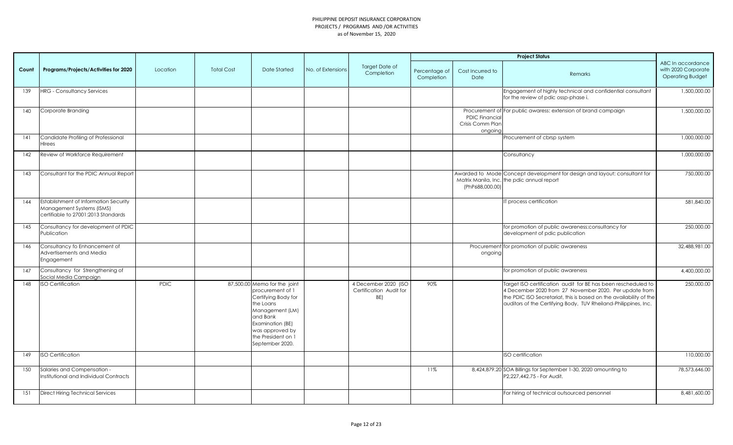PHILIPPINE DEPOSIT INSURANCE CORPORATION
PROJECTS / PROGRAMS AND /OR ACTIVITIES
as of November 15, 2020

| Count | Programs/Projects/Activities for 2020 | Location | Total Cost | Date Started | No. of Extensions | Target Date of Completion | Project Status | | | ABC In accordance with 2020 Corporate Operating Budget |
|---|---|---|---|---|---|---|---|---|---|---|
| | | | | | | | Percentage of Completion | Cost Incurred to Date | Remarks | |
| 139 | HRG - Consultancy Services | | | | | | | | Engagement of highly technical and confidential consultant for the review of pdic ossp-phase i. | 1,500,000.00 |
| 140 | Corporate Branding | | | | | | | Procurement of PDIC Financial Crisis Comm Plan ongoing | For public awaress: extension of brand campaign | 1,500,000.00 |
| 141 | Candidate Profiling of Professional HIrees | | | | | | | | Procurement of cbrsp system | 1,000,000.00 |
| 142 | Review of Workforce Requirement | | | | | | | | Consultancy | 1,000,000.00 |
| 143 | Consultant for the PDIC Annual Report | | | | | | | Awarded to Mode Matrix Manila, Inc. (PhP688,000.00) | Concept development for design and layout: consultant for the pdic annual report | 750,000.00 |
| 144 | Establishment of Information Security Management Systems (ISMS) certifiable to 27001:2013 Standards | | | | | | | | IT process certification | 581,840.00 |
| 145 | Consultancy for development of PDIC Publication | | | | | | | | for promotion of public awareness:consultancy for development of pdic publication | 250,000.00 |
| 146 | Consultancy fo Enhancement of Advertisements and Media Engagement | | | | | | | Procurement ongoing | for promotion of public awareness | 32,488,981.00 |
| 147 | Consultancy for Strengthening of Social Media Campaign | | | | | | | | for promotion of public awareness | 4,400,000.00 |
| 148 | ISO Certification | PDIC | 87,500.00 | Memo for the joint procurement of 1 Certifying Body for the Loans Management (LM) and Bank Examination (BE) was approved by the President on 1 September 2020. | | 4 December 2020 (ISO Certification Audit for BE) | 90% | | Target ISO certification audit for BE has been rescheduled to 4 December 2020 from 27 November 2020. Per update from the PDIC ISO Secretariat, this is based on the availability of the auditors of the Certifying Body, TUV Rheiland-Philippines, Inc. | 250,000.00 |
| 149 | ISO Certification | | | | | | | | ISO certification | 110,000.00 |
| 150 | Salaries and Compensation - Institutional and Individual Contracts | | | | | | 11% | 8,424,879.20 | SOA Billings for September 1-30, 2020 amounting to P2,227,442.75 - For Audit. | 78,573,646.00 |
| 151 | Direct Hiring Technical Services | | | | | | | | For hiring of technical outsourced personnel | 8,481,600.00 |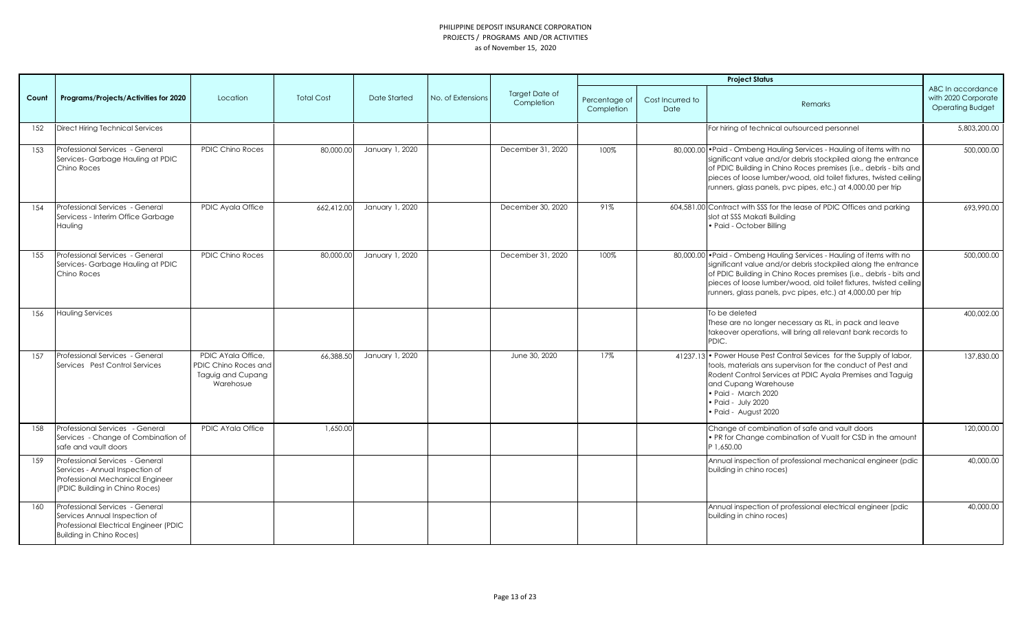PHILIPPINE DEPOSIT INSURANCE CORPORATION
PROJECTS / PROGRAMS AND /OR ACTIVITIES
as of November 15, 2020

| Count | Programs/Projects/Activities for 2020 | Location | Total Cost | Date Started | No. of Extensions | Target Date of Completion | Project Status | | | ABC In accordance with 2020 Corporate Operating Budget |
|---|---|---|---|---|---|---|---|---|---|---|
| | | | | | | | Percentage of Completion | Cost Incurred to Date | Remarks | |
| 152 | Direct Hiring Technical Services | | | | | | | | For hiring of technical outsourced personnel | 5,803,200.00 |
| 153 | Professional Services - General Services- Garbage Hauling at PDIC Chino Roces | PDIC Chino Roces | 80,000.00 | January 1, 2020 | | December 31, 2020 | 100% | 80,000.00 | •Paid - Ombeng Hauling Services - Hauling of items with no significant value and/or debris stockpiled along the entrance of PDIC Building in Chino Roces premises (i.e., debris - bits and pieces of loose lumber/wood, old toilet fixtures, twisted ceiling runners, glass panels, pvc pipes, etc.) at 4,000.00 per trip | 500,000.00 |
| 154 | Professional Services - General Servicess - Interim Office Garbage Hauling | PDIC Ayala Office | 662,412.00 | January 1, 2020 | | December 30, 2020 | 91% | 604,581.00 | Contract with SSS for the lease of PDIC Offices and parking slot at SSS Makati Building<br>• Paid - October Billing | 693,990.00 |
| 155 | Professional Services - General Services- Garbage Hauling at PDIC Chino Roces | PDIC Chino Roces | 80,000.00 | January 1, 2020 | | December 31, 2020 | 100% | 80,000.00 | •Paid - Ombeng Hauling Services - Hauling of items with no significant value and/or debris stockpiled along the entrance of PDIC Building in Chino Roces premises (i.e., debris - bits and pieces of loose lumber/wood, old toilet fixtures, twisted ceiling runners, glass panels, pvc pipes, etc.) at 4,000.00 per trip | 500,000.00 |
| 156 | Hauling Services | | | | | | | | To be deleted<br>These are no longer necessary as RL, in pack and leave takeover operations, will bring all relevant bank records to PDIC. | 400,002.00 |
| 157 | Professional Services - General Services Pest Control Services | PDIC AYala Office, PDIC Chino Roces and Taguig and Cupang Warehosue | 66,388.50 | January 1, 2020 | | June 30, 2020 | 17% | 41237.13 | • Power House Pest Control Sevices for the Supply of labor, tools, materials ans supervison for the conduct of Pest and Rodent Control Services at PDIC Ayala Premises and Taguig and Cupang Warehouse<br>• Paid - March 2020<br>• Paid - July 2020<br>• Paid - August 2020 | 137,830.00 |
| 158 | Professional Services - General Services - Change of Combination of safe and vault doors | PDIC AYala Office | 1,650.00 | | | | | | Change of combination of safe and vault doors<br>• PR for Change combination of Vualt for CSD in the amount P 1,650.00 | 120,000.00 |
| 159 | Professional Services - General Services - Annual Inspection of Professional Mechanical Engineer (PDIC Building in Chino Roces) | | | | | | | | Annual inspection of professional mechanical engineer (pdic building in chino roces) | 40,000.00 |
| 160 | Professional Services - General Services Annual Inspection of Professional Electrical Engineer (PDIC Building in Chino Roces) | | | | | | | | Annual inspection of professional electrical engineer (pdic building in chino roces) | 40,000.00 |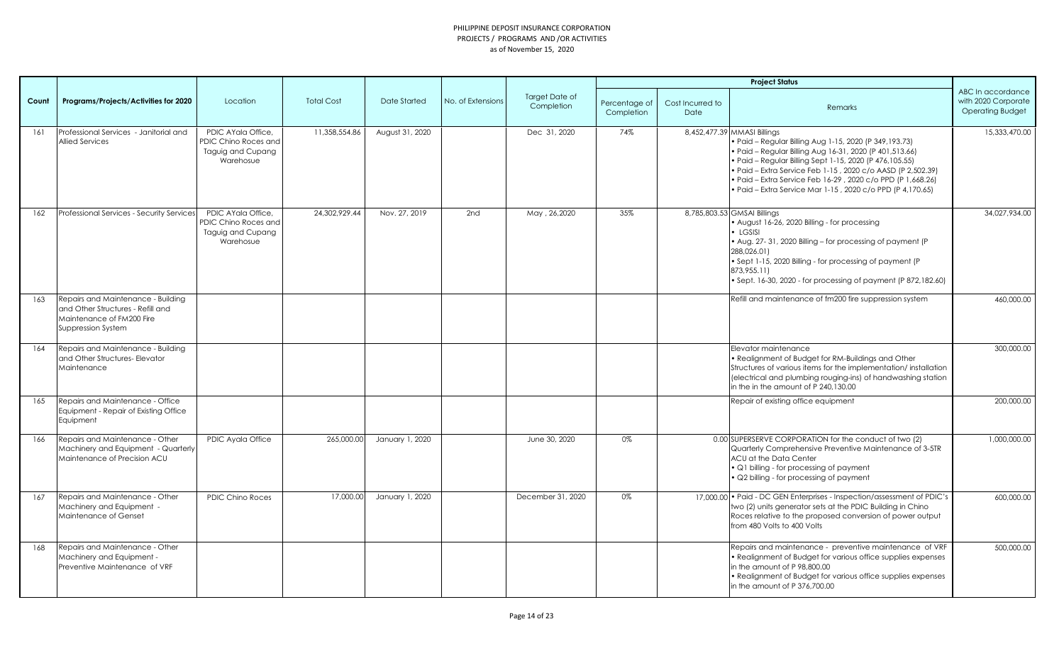PHILIPPINE DEPOSIT INSURANCE CORPORATION
PROJECTS / PROGRAMS AND /OR ACTIVITIES
as of November 15, 2020

| Count | Programs/Projects/Activities for 2020 | Location | Total Cost | Date Started | No. of Extensions | Target Date of Completion | Project Status | | | ABC In accordance with 2020 Corporate Operating Budget |
|---|---|---|---|---|---|---|---|---|---|---|
| | | | | | | | Percentage of Completion | Cost Incurred to Date | Remarks | |
| 161 | Professional Services - Janitorial and Allied Services | PDIC AYala Office, PDIC Chino Roces and Taguig and Cupang Warehosue | 11,358,554.86 | August 31, 2020 | | Dec 31, 2020 | 74% | 8,452,477.39 | MMASI Billings<br>• Paid – Regular Billing Aug 1-15, 2020 (P 349,193.73)<br>• Paid – Regular Billing Aug 16-31, 2020 (P 401,513.66)<br>• Paid – Regular Billing Sept 1-15, 2020 (P 476,105.55)<br>• Paid – Extra Service Feb 1-15 , 2020 c/o AASD (P 2,502.39)<br>• Paid – Extra Service Feb 16-29 , 2020 c/o PPD (P 1,668.26)<br>• Paid – Extra Service Mar 1-15 , 2020 c/o PPD (P 4,170.65) | 15,333,470.00 |
| 162 | Professional Services - Security Services | PDIC AYala Office, PDIC Chino Roces and Taguig and Cupang Warehosue | 24,302,929.44 | Nov. 27, 2019 | 2nd | May , 26,2020 | 35% | 8,785,803.53 | GMSAI Billings<br>• August 16-26, 2020 Billing - for processing<br>• LGSISI<br>• Aug. 27- 31, 2020 Billing – for processing of payment (P 288,026.01)<br>• Sept 1-15, 2020 Billing - for processing of payment (P 873,955.11)<br>• Sept. 16-30, 2020 - for processing of payment (P 872,182.60) | 34,027,934.00 |
| 163 | Repairs and Maintenance - Building and Other Structures - Refill and Maintenance of FM200 Fire Suppression System | | | | | | | | Refill and maintenance of fm200 fire suppression system | 460,000.00 |
| 164 | Repairs and Maintenance - Building and Other Structures- Elevator Maintenance | | | | | | | | Elevator maintenance<br>• Realignment of Budget for RM-Buildings and Other Structures of various items for the implementation/ installation (electrical and plumbing rouging-ins) of handwashing station in the in the amount of P 240,130.00 | 300,000.00 |
| 165 | Repairs and Maintenance - Office Equipment - Repair of Existing Office Equipment | | | | | | | | Repair of existing office equipment | 200,000.00 |
| 166 | Repairs and Maintenance - Other Machinery and Equipment - Quarterly Maintenance of Precision ACU | PDIC Ayala Office | 265,000.00 | January 1, 2020 | | June 30, 2020 | 0% | 0.00 | SUPERSERVE CORPORATION for the conduct of two (2) Quarterly Comprehensive Preventive Maintenance of 3-5TR ACU at the Data Center<br>• Q1 billing - for processing of payment<br>• Q2 billing - for processing of payment | 1,000,000.00 |
| 167 | Repairs and Maintenance - Other Machinery and Equipment - Maintenance of Genset | PDIC Chino Roces | 17,000.00 | January 1, 2020 | | December 31, 2020 | 0% | 17,000.00 | • Paid - DC GEN Enterprises - Inspection/assessment of PDIC's two (2) units generator sets at the PDIC Building in Chino Roces relative to the proposed conversion of power output from 480 Volts to 400 Volts | 600,000.00 |
| 168 | Repairs and Maintenance - Other Machinery and Equipment - Preventive Maintenance of VRF | | | | | | | | Repairs and maintenance - preventive maintenance of VRF<br>• Realignment of Budget for various office supplies expenses in the amount of P 98,800.00<br>• Realignment of Budget for various office supplies expenses in the amount of P 376,700.00 | 500,000.00 |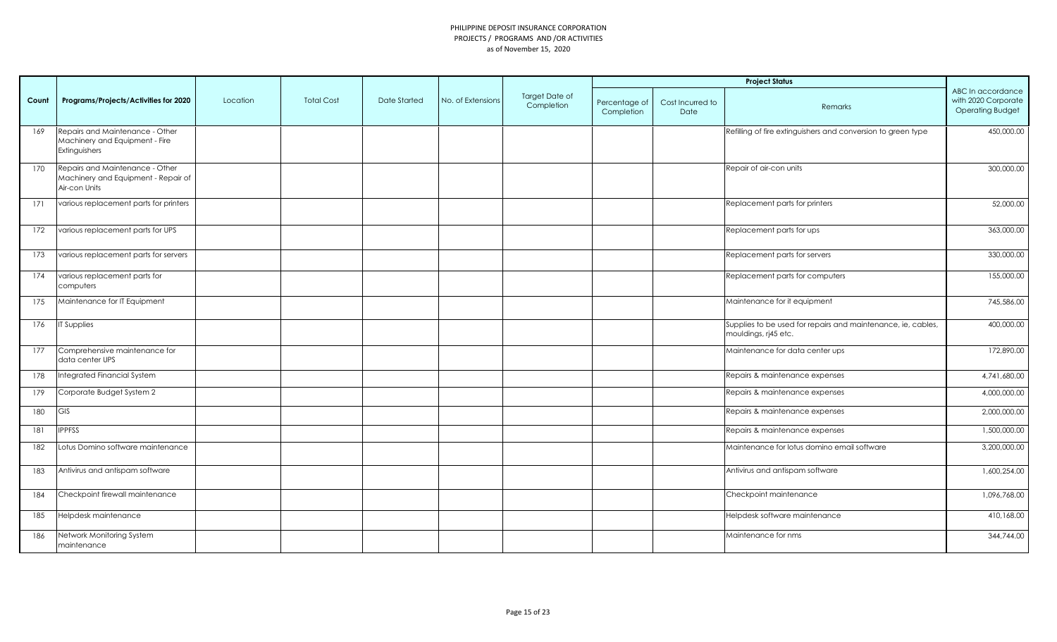PHILIPPINE DEPOSIT INSURANCE CORPORATION
PROJECTS / PROGRAMS AND /OR ACTIVITIES
as of November 15, 2020

| Count | Programs/Projects/Activities for 2020 | Location | Total Cost | Date Started | No. of Extensions | Target Date of Completion | Project Status | | | ABC In accordance with 2020 Corporate Operating Budget |
|---|---|---|---|---|---|---|---|---|---|---|
| | | | | | | | Percentage of Completion | Cost Incurred to Date | Remarks | |
| 169 | Repairs and Maintenance - Other Machinery and Equipment - Fire Extinguishers | | | | | | | | Refilling of fire extinguishers and conversion to green type | 450,000.00 |
| 170 | Repairs and Maintenance - Other Machinery and Equipment - Repair of Air-con Units | | | | | | | | Repair of air-con units | 300,000.00 |
| 171 | various replacement parts for printers | | | | | | | | Replacement parts for printers | 52,000.00 |
| 172 | various replacement parts for UPS | | | | | | | | Replacement parts for ups | 363,000.00 |
| 173 | various replacement parts for servers | | | | | | | | Replacement parts for servers | 330,000.00 |
| 174 | various replacement parts for computers | | | | | | | | Replacement parts for computers | 155,000.00 |
| 175 | Maintenance for IT Equipment | | | | | | | | Maintenance for it equipment | 745,586.00 |
| 176 | IT Supplies | | | | | | | | Supplies to be used for repairs and maintenance, ie, cables, mouldings, rj45 etc. | 400,000.00 |
| 177 | Comprehensive maintenance for data center UPS | | | | | | | | Maintenance for data center ups | 172,890.00 |
| 178 | Integrated Financial System | | | | | | | | Repairs & maintenance expenses | 4,741,680.00 |
| 179 | Corporate Budget System 2 | | | | | | | | Repairs & maintenance expenses | 4,000,000.00 |
| 180 | GIS | | | | | | | | Repairs & maintenance expenses | 2,000,000.00 |
| 181 | IPPFSS | | | | | | | | Repairs & maintenance expenses | 1,500,000.00 |
| 182 | Lotus Domino software maintenance | | | | | | | | Maintenance for lotus domino email software | 3,200,000.00 |
| 183 | Antivirus and antispam software | | | | | | | | Antivirus and antispam software | 1,600,254.00 |
| 184 | Checkpoint firewall maintenance | | | | | | | | Checkpoint maintenance | 1,096,768.00 |
| 185 | Helpdesk maintenance | | | | | | | | Helpdesk software maintenance | 410,168.00 |
| 186 | Network Monitoring System maintenance | | | | | | | | Maintenance for nms | 344,744.00 |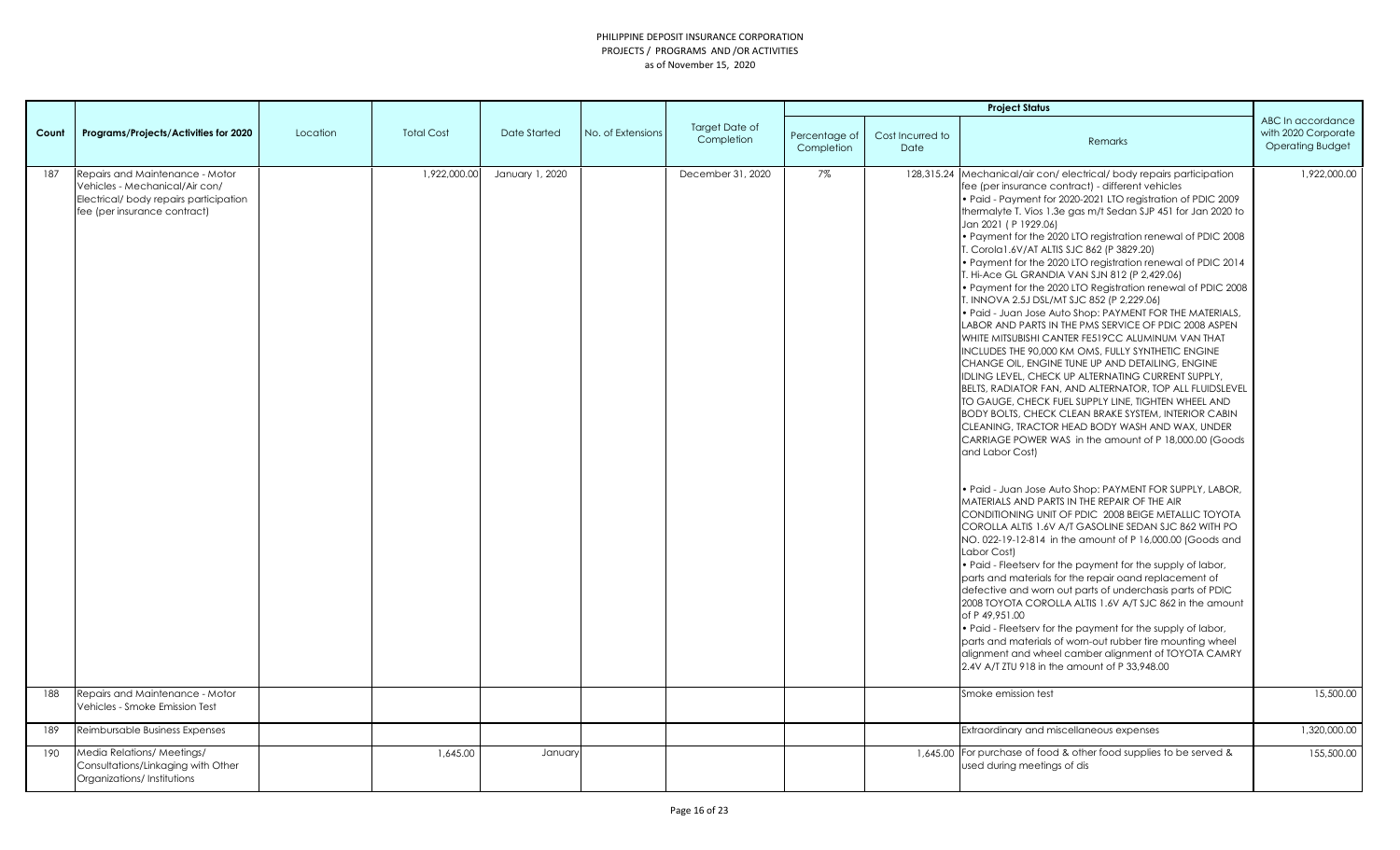PHILIPPINE DEPOSIT INSURANCE CORPORATION
PROJECTS / PROGRAMS AND /OR ACTIVITIES
as of November 15, 2020

| Count | Programs/Projects/Activities for 2020 | Location | Total Cost | Date Started | No. of Extensions | Target Date of Completion | Project Status | | | ABC In accordance with 2020 Corporate Operating Budget |
|---|---|---|---|---|---|---|---|---|---|---|
| | | | | | | | Percentage of Completion | Cost Incurred to Date | Remarks | |
| 187 | Repairs and Maintenance - Motor Vehicles - Mechanical/Air con/ Electrical/ body repairs participation fee (per insurance contract) | | 1,922,000.00 | January 1, 2020 | | December 31, 2020 | 7% | 128,315.24 | Mechanical/air con/ electrical/ body repairs participation fee (per insurance contract) - different vehicles<br>• Paid - Payment for 2020-2021 LTO registration of PDIC 2009 thermalyte T. Vios 1.3e gas m/t Sedan SJP 451 for Jan 2020 to Jan 2021 ( P 1929.06)<br>• Payment for the 2020 LTO registration renewal of PDIC 2008 T. Corola1.6V/AT ALTIS SJC 862 (P 3829.20)<br>• Payment for the 2020 LTO registration renewal of PDIC 2014 T. Hi-Ace GL GRANDIA VAN SJN 812 (P 2,429.06)<br>• Payment for the 2020 LTO Registration renewal of PDIC 2008 T. INNOVA 2.5J DSL/MT SJC 852 (P 2,229.06)<br>• Paid - Juan Jose Auto Shop: PAYMENT FOR THE MATERIALS, LABOR AND PARTS IN THE PMS SERVICE OF PDIC 2008 ASPEN WHITE MITSUBISHI CANTER FE519CC ALUMINUM VAN THAT INCLUDES THE 90,000 KM OMS, FULLY SYNTHETIC ENGINE CHANGE OIL, ENGINE TUNE UP AND DETAILING, ENGINE IDLING LEVEL, CHECK UP ALTERNATING CURRENT SUPPLY, BELTS, RADIATOR FAN, AND ALTERNATOR, TOP ALL FLUIDSLEVEL TO GAUGE, CHECK FUEL SUPPLY LINE, TIGHTEN WHEEL AND BODY BOLTS, CHECK CLEAN BRAKE SYSTEM, INTERIOR CABIN CLEANING, TRACTOR HEAD BODY WASH AND WAX, UNDER CARRIAGE POWER WAS in the amount of P 18,000.00 (Goods and Labor Cost)<br><br>• Paid - Juan Jose Auto Shop: PAYMENT FOR SUPPLY, LABOR, MATERIALS AND PARTS IN THE REPAIR OF THE AIR CONDITIONING UNIT OF PDIC 2008 BEIGE METALLIC TOYOTA COROLLA ALTIS 1.6V A/T GASOLINE SEDAN SJC 862 WITH PO NO. 022-19-12-814 in the amount of P 16,000.00 (Goods and Labor Cost)<br>• Paid - Fleetserv for the payment for the supply of labor, parts and materials for the repair oand replacement of defective and worn out parts of underchasis parts of PDIC 2008 TOYOTA COROLLA ALTIS 1.6V A/T SJC 862 in the amount of P 49,951.00<br>• Paid - Fleetserv for the payment for the supply of labor, parts and materials of worn-out rubber tire mounting wheel alignment and wheel camber alignment of TOYOTA CAMRY 2.4V A/T ZTU 918 in the amount of P 33,948.00 | 1,922,000.00 |
| 188 | Repairs and Maintenance - Motor Vehicles - Smoke Emission Test | | | | | | | | Smoke emission test | 15,500.00 |
| 189 | Reimbursable Business Expenses | | | | | | | | Extraordinary and miscellaneous expenses | 1,320,000.00 |
| 190 | Media Relations/ Meetings/ Consultations/Linkaging with Other Organizations/ Institutions | | 1,645.00 | January | | | | 1,645.00 | For purchase of food & other food supplies to be served & used during meetings of dis | 155,500.00 |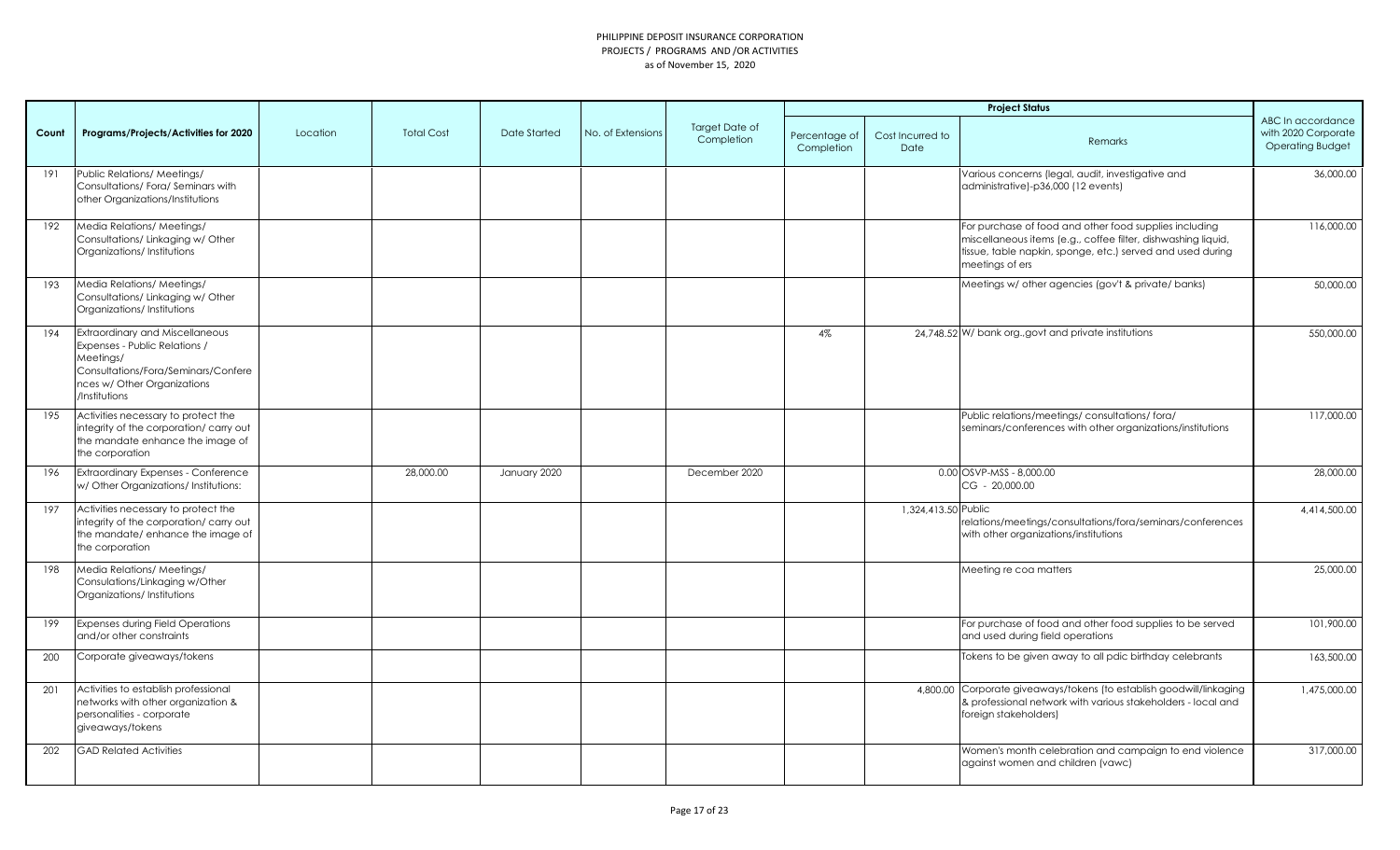PHILIPPINE DEPOSIT INSURANCE CORPORATION
PROJECTS / PROGRAMS AND /OR ACTIVITIES
as of November 15, 2020

| Count | Programs/Projects/Activities for 2020 | Location | Total Cost | Date Started | No. of Extensions | Target Date of Completion | Project Status | | | ABC In accordance with 2020 Corporate Operating Budget |
|---|---|---|---|---|---|---|---|---|---|---|
| | | | | | | | Percentage of Completion | Cost Incurred to Date | Remarks | |
| 191 | Public Relations/ Meetings/ Consultations/ Fora/ Seminars with other Organizations/Institutions | | | | | | | | Various concerns (legal, audit, investigative and administrative)-p36,000 (12 events) | 36,000.00 |
| 192 | Media Relations/ Meetings/ Consultations/ Linkaging w/ Other Organizations/ Institutions | | | | | | | | For purchase of food and other food supplies including miscellaneous items (e.g., coffee filter, dishwashing liquid, tissue, table napkin, sponge, etc.) served and used during meetings of ers | 116,000.00 |
| 193 | Media Relations/ Meetings/ Consultations/ Linkaging w/ Other Organizations/ Institutions | | | | | | | | Meetings w/ other agencies (gov't & private/ banks) | 50,000.00 |
| 194 | Extraordinary and Miscellaneous Expenses - Public Relations / Meetings/ Consultations/Fora/Seminars/Conferences w/ Other Organizations /Institutions | | | | | | 4% | 24,748.52 | W/ bank org.,govt and private institutions | 550,000.00 |
| 195 | Activities necessary to protect the integrity of the corporation/ carry out the mandate enhance the image of the corporation | | | | | | | | Public relations/meetings/ consultations/ fora/ seminars/conferences with other organizations/institutions | 117,000.00 |
| 196 | Extraordinary Expenses - Conference w/ Other Organizations/ Institutions: | | 28,000.00 | January 2020 | | December 2020 | | 0.00 | OSVP-MSS - 8,000.00<br>CG - 20,000.00 | 28,000.00 |
| 197 | Activities necessary to protect the integrity of the corporation/ carry out the mandate/ enhance the image of the corporation | | | | | | | 1,324,413.50 | Public relations/meetings/consultations/fora/seminars/conferences with other organizations/institutions | 4,414,500.00 |
| 198 | Media Relations/ Meetings/ Consulations/Linkaging w/Other Organizations/ Institutions | | | | | | | | Meeting re coa matters | 25,000.00 |
| 199 | Expenses during Field Operations and/or other constraints | | | | | | | | For purchase of food and other food supplies to be served and used during field operations | 101,900.00 |
| 200 | Corporate giveaways/tokens | | | | | | | | Tokens to be given away to all pdic birthday celebrants | 163,500.00 |
| 201 | Activities to establish professional networks with other organization & personalities - corporate giveaways/tokens | | | | | | | 4,800.00 | Corporate giveaways/tokens (to establish goodwill/linkaging & professional network with various stakeholders - local and foreign stakeholders) | 1,475,000.00 |
| 202 | GAD Related Activities | | | | | | | | Women's month celebration and campaign to end violence against women and children (vawc) | 317,000.00 |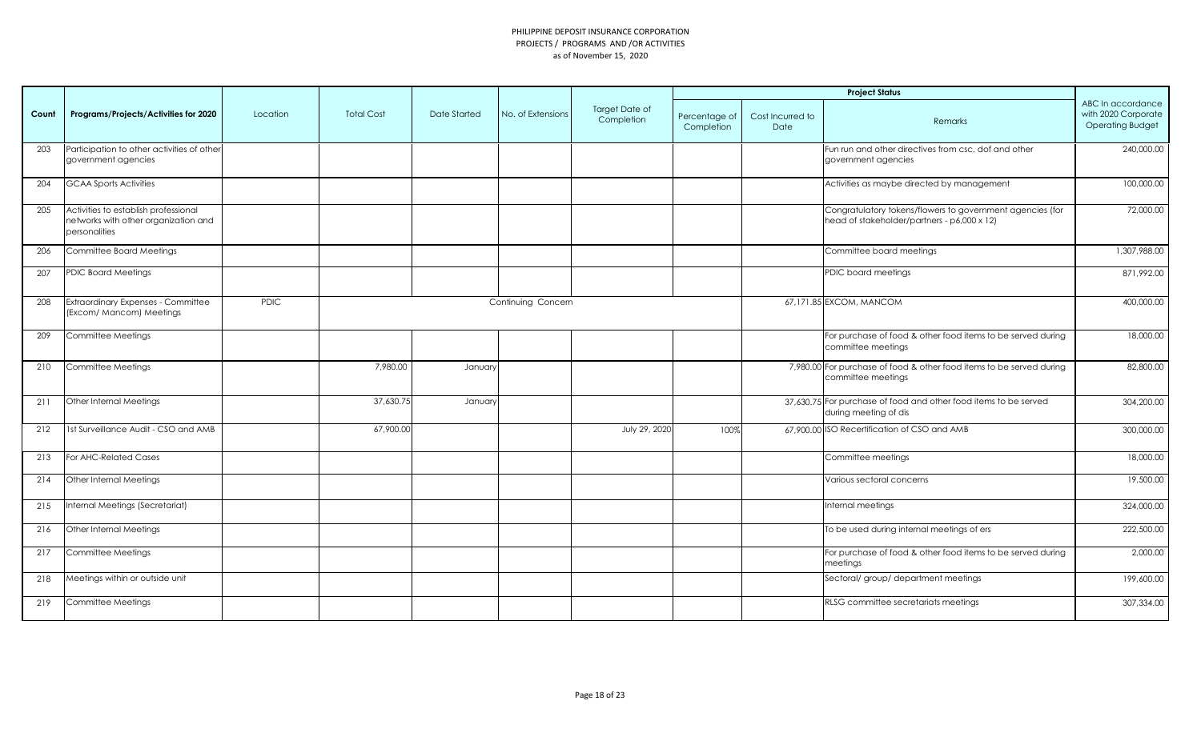PHILIPPINE DEPOSIT INSURANCE CORPORATION
PROJECTS / PROGRAMS AND /OR ACTIVITIES
as of November 15, 2020

| Count | Programs/Projects/Activities for 2020 | Location | Total Cost | Date Started | No. of Extensions | Target Date of Completion | Project Status | | | ABC In accordance with 2020 Corporate Operating Budget |
|---|---|---|---|---|---|---|---|---|---|---|
| | | | | | | | Percentage of Completion | Cost Incurred to Date | Remarks | |
| 203 | Participation to other activities of other government agencies | | | | | | | | Fun run and other directives from csc, dof and other government agencies | 240,000.00 |
| 204 | GCAA Sports Activities | | | | | | | | Activities as maybe directed by management | 100,000.00 |
| 205 | Activities to establish professional networks with other organization and personalities | | | | | | | | Congratulatory tokens/flowers to government agencies (for head of stakeholder/partners - p6,000 x 12) | 72,000.00 |
| 206 | Committee Board Meetings | | | | | | | | Committee board meetings | 1,307,988.00 |
| 207 | PDIC Board Meetings | | | | | | | | PDIC board meetings | 871,992.00 |
| 208 | Extraordinary Expenses - Committee (Excom/ Mancom) Meetings | PDIC | Continuing Concern | | | | | 67,171.85 | EXCOM, MANCOM | 400,000.00 |
| 209 | Committee Meetings | | | | | | | | For purchase of food & other food items to be served during committee meetings | 18,000.00 |
| 210 | Committee Meetings | | 7,980.00 | January | | | | 7,980.00 | For purchase of food & other food items to be served during committee meetings | 82,800.00 |
| 211 | Other Internal Meetings | | 37,630.75 | January | | | | 37,630.75 | For purchase of food and other food items to be served during meeting of dis | 304,200.00 |
| 212 | 1st Surveillance Audit - CSO and AMB | | 67,900.00 | | | July 29, 2020 | 100% | 67,900.00 | ISO Recertification of CSO and AMB | 300,000.00 |
| 213 | For AHC-Related Cases | | | | | | | | Committee meetings | 18,000.00 |
| 214 | Other Internal Meetings | | | | | | | | Various sectoral concerns | 19,500.00 |
| 215 | Internal Meetings (Secretariat) | | | | | | | | Internal meetings | 324,000.00 |
| 216 | Other Internal Meetings | | | | | | | | To be used during internal meetings of ers | 222,500.00 |
| 217 | Committee Meetings | | | | | | | | For purchase of food & other food items to be served during meetings | 2,000.00 |
| 218 | Meetings within or outside unit | | | | | | | | Sectoral/ group/ department meetings | 199,600.00 |
| 219 | Committee Meetings | | | | | | | | RLSG committee secretariats meetings | 307,334.00 |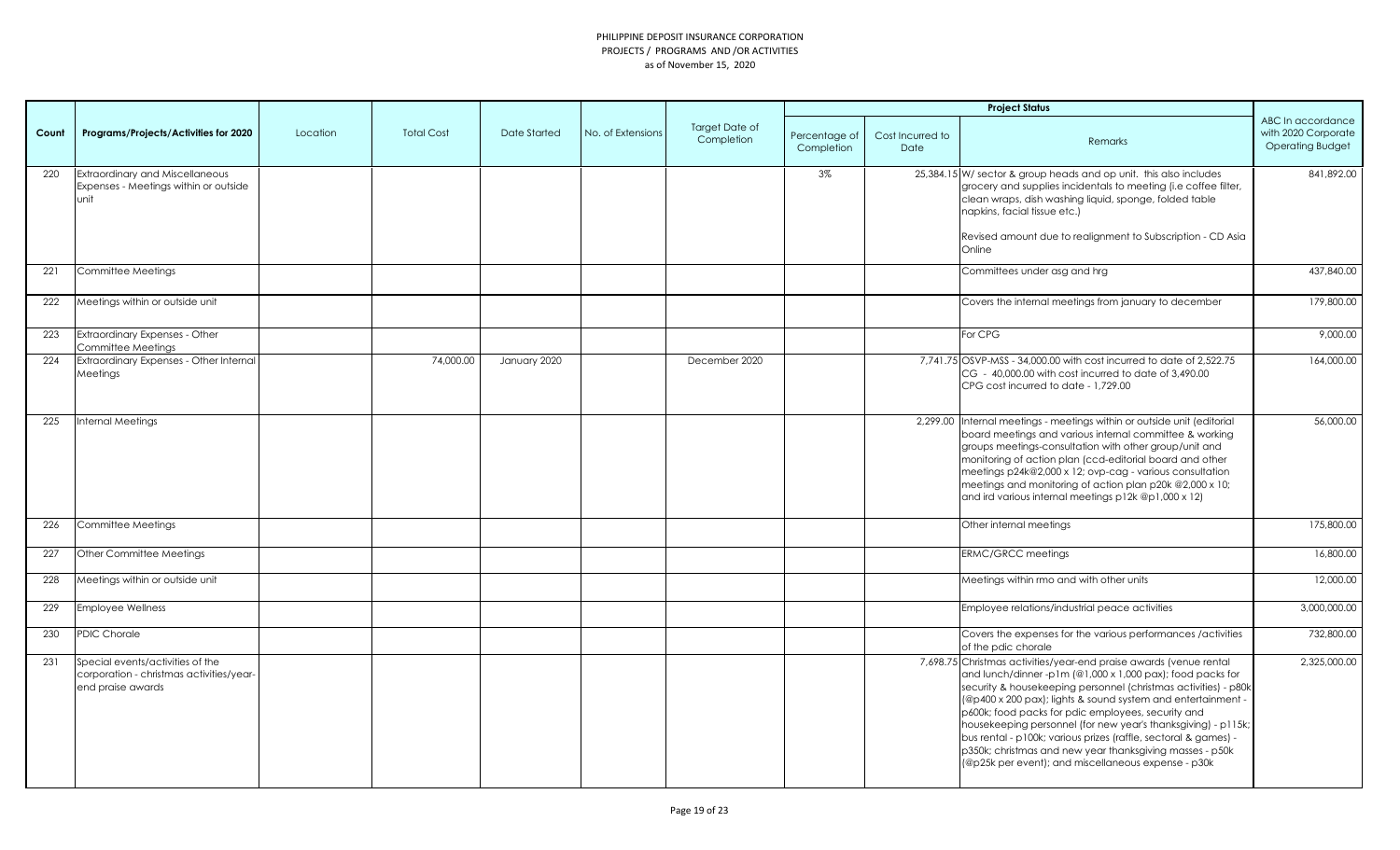PHILIPPINE DEPOSIT INSURANCE CORPORATION
PROJECTS / PROGRAMS AND /OR ACTIVITIES
as of November 15, 2020

| Count | Programs/Projects/Activities for 2020 | Location | Total Cost | Date Started | No. of Extensions | Target Date of Completion | Project Status | | | ABC In accordance with 2020 Corporate Operating Budget |
|---|---|---|---|---|---|---|---|---|---|---|
| | | | | | | | Percentage of Completion | Cost Incurred to Date | Remarks | |
| 220 | Extraordinary and Miscellaneous Expenses - Meetings within or outside unit | | | | | | 3% | 25,384.15 | W/ sector & group heads and op unit. this also includes grocery and supplies incidentals to meeting (i.e coffee filter, clean wraps, dish washing liquid, sponge, folded table napkins, facial tissue etc.)<br><br>Revised amount due to realignment to Subscription - CD Asia Online | 841,892.00 |
| 221 | Committee Meetings | | | | | | | | Committees under asg and hrg | 437,840.00 |
| 222 | Meetings within or outside unit | | | | | | | | Covers the internal meetings from january to december | 179,800.00 |
| 223 | Extraordinary Expenses - Other Committee Meetings | | | | | | | | For CPG | 9,000.00 |
| 224 | Extraordinary Expenses - Other Internal Meetings | | 74,000.00 | January 2020 | | December 2020 | | 7,741.75 | OSVP-MSS - 34,000.00 with cost incurred to date of 2,522.75<br>CG - 40,000.00 with cost incurred to date of 3,490.00<br>CPG cost incurred to date - 1,729.00 | 164,000.00 |
| 225 | Internal Meetings | | | | | | | 2,299.00 | Internal meetings - meetings within or outside unit (editorial board meetings and various internal committee & working groups meetings-consultation with other group/unit and monitoring of action plan (ccd-editorial board and other meetings p24k@2,000 x 12; ovp-cag - various consultation meetings and monitoring of action plan p20k @2,000 x 10; and ird various internal meetings p12k @p1,000 x 12) | 56,000.00 |
| 226 | Committee Meetings | | | | | | | | Other internal meetings | 175,800.00 |
| 227 | Other Committee Meetings | | | | | | | | ERMC/GRCC meetings | 16,800.00 |
| 228 | Meetings within or outside unit | | | | | | | | Meetings within rmo and with other units | 12,000.00 |
| 229 | Employee Wellness | | | | | | | | Employee relations/industrial peace activities | 3,000,000.00 |
| 230 | PDIC Chorale | | | | | | | | Covers the expenses for the various performances /activities of the pdic chorale | 732,800.00 |
| 231 | Special events/activities of the corporation - christmas activities/year-end praise awards | | | | | | | 7,698.75 | Christmas activities/year-end praise awards (venue rental and lunch/dinner -p1m (@1,000 x 1,000 pax); food packs for security & housekeeping personnel (christmas activities) - p80k (@p400 x 200 pax); lights & sound system and entertainment - p600k; food packs for pdic employees, security and housekeeping personnel (for new year's thanksgiving) - p115k; bus rental - p100k; various prizes (raffle, sectoral & games) - p350k; christmas and new year thanksgiving masses - p50k (@p25k per event); and miscellaneous expense - p30k | 2,325,000.00 |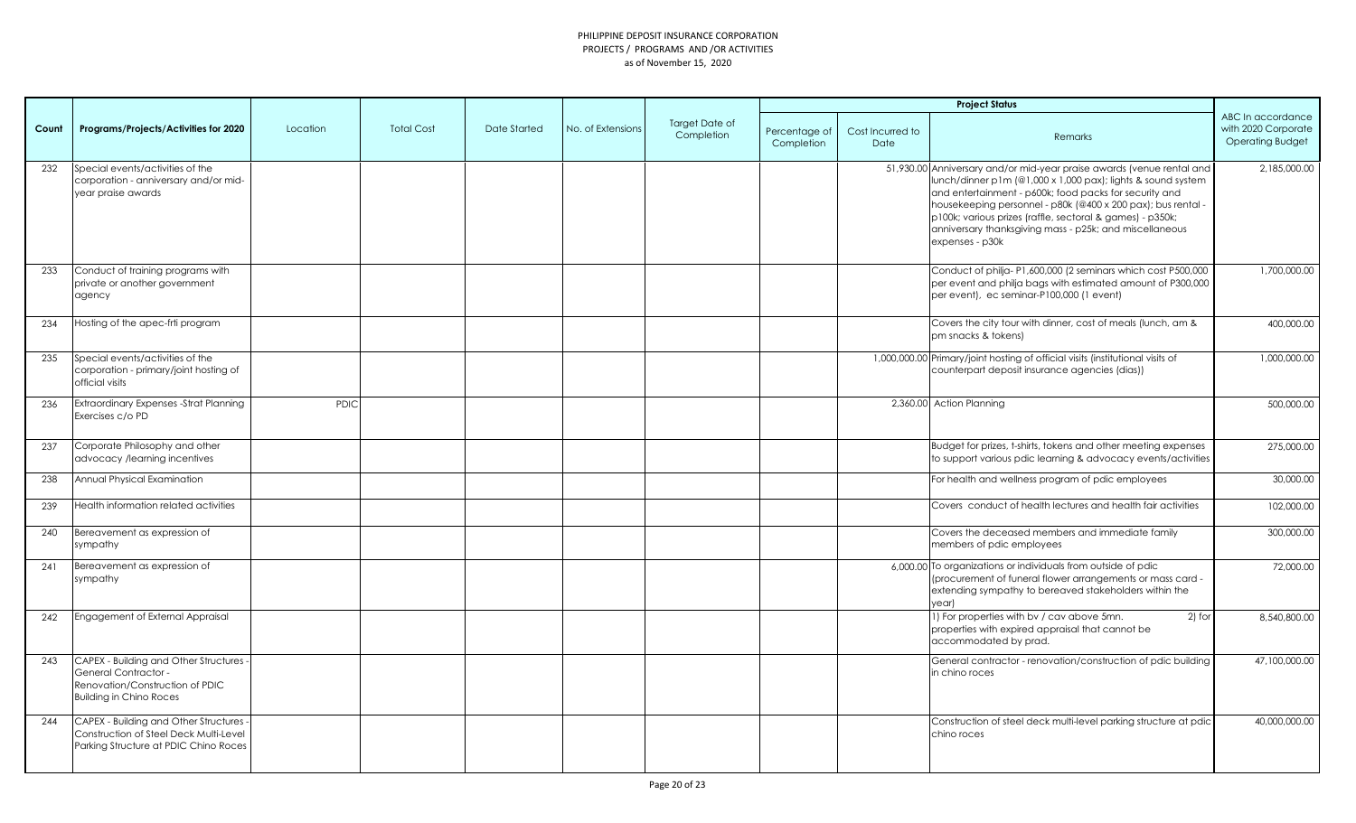PHILIPPINE DEPOSIT INSURANCE CORPORATION
PROJECTS / PROGRAMS AND /OR ACTIVITIES
as of November 15, 2020

| Count | Programs/Projects/Activities for 2020 | Location | Total Cost | Date Started | No. of Extensions | Target Date of Completion | Project Status | | | ABC In accordance with 2020 Corporate Operating Budget |
|---|---|---|---|---|---|---|---|---|---|---|
| | | | | | | | Percentage of Completion | Cost Incurred to Date | Remarks | |
| 232 | Special events/activities of the corporation - anniversary and/or mid-year praise awards | | | | | | | 51,930.00 | Anniversary and/or mid-year praise awards (venue rental and lunch/dinner p1m (@1,000 x 1,000 pax); lights & sound system and entertainment - p600k; food packs for security and housekeeping personnel - p80k (@400 x 200 pax); bus rental - p100k; various prizes (raffle, sectoral & games) - p350k; anniversary thanksgiving mass - p25k; and miscellaneous expenses - p30k | 2,185,000.00 |
| 233 | Conduct of training programs with private or another government agency | | | | | | | | Conduct of philja- P1,600,000 (2 seminars which cost P500,000 per event and philja bags with estimated amount of P300,000 per event), ec seminar-P100,000 (1 event) | 1,700,000.00 |
| 234 | Hosting of the apec-frti program | | | | | | | | Covers the city tour with dinner, cost of meals (lunch, am & pm snacks & tokens) | 400,000.00 |
| 235 | Special events/activities of the corporation - primary/joint hosting of official visits | | | | | | | 1,000,000.00 | Primary/joint hosting of official visits (institutional visits of counterpart deposit insurance agencies (dias)) | 1,000,000.00 |
| 236 | Extraordinary Expenses -Strat Planning Exercises c/o PD | PDIC | | | | | | 2,360.00 | Action Planning | 500,000.00 |
| 237 | Corporate Philosophy and other advocacy /learning incentives | | | | | | | | Budget for prizes, t-shirts, tokens and other meeting expenses to support various pdic learning & advocacy events/activities | 275,000.00 |
| 238 | Annual Physical Examination | | | | | | | | For health and wellness program of pdic employees | 30,000.00 |
| 239 | Health information related activities | | | | | | | | Covers conduct of health lectures and health fair activities | 102,000.00 |
| 240 | Bereavement as expression of sympathy | | | | | | | | Covers the deceased members and immediate family members of pdic employees | 300,000.00 |
| 241 | Bereavement as expression of sympathy | | | | | | | 6,000.00 | To organizations or individuals from outside of pdic (procurement of funeral flower arrangements or mass card - extending sympathy to bereaved stakeholders within the year) | 72,000.00 |
| 242 | Engagement of External Appraisal | | | | | | | | 1) For properties with bv / cav above 5mn. 2) for properties with expired appraisal that cannot be accommodated by prad. | 8,540,800.00 |
| 243 | CAPEX - Building and Other Structures - General Contractor - Renovation/Construction of PDIC Building in Chino Roces | | | | | | | | General contractor - renovation/construction of pdic building in chino roces | 47,100,000.00 |
| 244 | CAPEX - Building and Other Structures - Construction of Steel Deck Multi-Level Parking Structure at PDIC Chino Roces | | | | | | | | Construction of steel deck multi-level parking structure at pdic chino roces | 40,000,000.00 |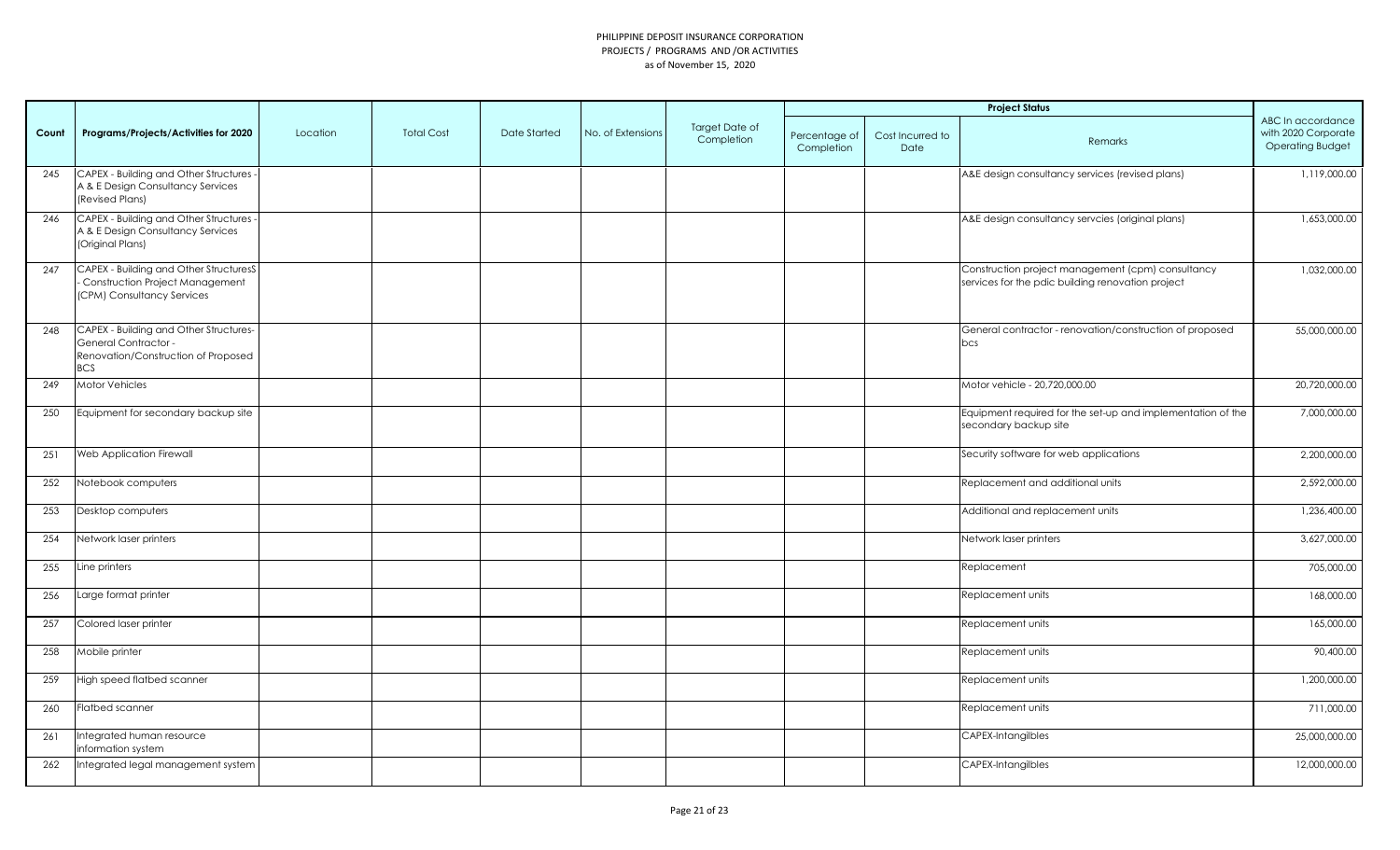PHILIPPINE DEPOSIT INSURANCE CORPORATION
PROJECTS / PROGRAMS AND /OR ACTIVITIES
as of November 15, 2020

| Count | Programs/Projects/Activities for 2020 | Location | Total Cost | Date Started | No. of Extensions | Target Date of Completion | Project Status | | | ABC In accordance with 2020 Corporate Operating Budget |
|---|---|---|---|---|---|---|---|---|---|---|
| | | | | | | | Percentage of Completion | Cost Incurred to Date | Remarks | |
| 245 | CAPEX - Building and Other Structures - A & E Design Consultancy Services (Revised Plans) | | | | | | | | A&E design consultancy services (revised plans) | 1,119,000.00 |
| 246 | CAPEX - Building and Other Structures - A & E Design Consultancy Services (Original Plans) | | | | | | | | A&E design consultancy servcies (original plans) | 1,653,000.00 |
| 247 | CAPEX - Building and Other StructuresS - Construction Project Management (CPM) Consultancy Services | | | | | | | | Construction project management (cpm) consultancy services for the pdic building renovation project | 1,032,000.00 |
| 248 | CAPEX - Building and Other Structures- General Contractor - Renovation/Construction of Proposed BCS | | | | | | | | General contractor - renovation/construction of proposed bcs | 55,000,000.00 |
| 249 | Motor Vehicles | | | | | | | | Motor vehicle - 20,720,000.00 | 20,720,000.00 |
| 250 | Equipment for secondary backup site | | | | | | | | Equipment required for the set-up and implementation of the secondary backup site | 7,000,000.00 |
| 251 | Web Application Firewall | | | | | | | | Security software for web applications | 2,200,000.00 |
| 252 | Notebook computers | | | | | | | | Replacement and additional units | 2,592,000.00 |
| 253 | Desktop computers | | | | | | | | Additional and replacement units | 1,236,400.00 |
| 254 | Network laser printers | | | | | | | | Network laser printers | 3,627,000.00 |
| 255 | Line printers | | | | | | | | Replacement | 705,000.00 |
| 256 | Large format printer | | | | | | | | Replacement units | 168,000.00 |
| 257 | Colored laser printer | | | | | | | | Replacement units | 165,000.00 |
| 258 | Mobile printer | | | | | | | | Replacement units | 90,400.00 |
| 259 | High speed flatbed scanner | | | | | | | | Replacement units | 1,200,000.00 |
| 260 | Flatbed scanner | | | | | | | | Replacement units | 711,000.00 |
| 261 | Integrated human resource information system | | | | | | | | CAPEX-Intangilbles | 25,000,000.00 |
| 262 | Integrated legal management system | | | | | | | | CAPEX-Intangilbles | 12,000,000.00 |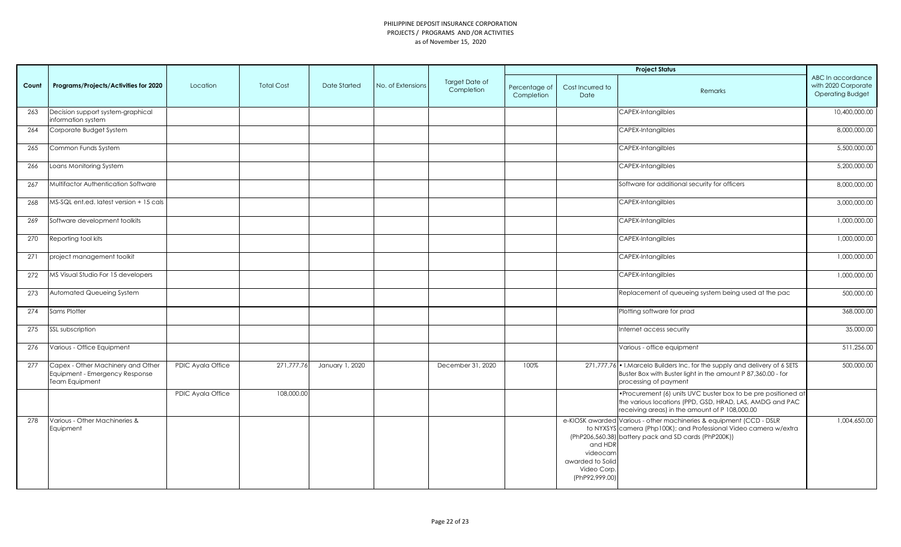PHILIPPINE DEPOSIT INSURANCE CORPORATION
PROJECTS / PROGRAMS AND /OR ACTIVITIES
as of November 15, 2020

| Count | Programs/Projects/Activities for 2020 | Location | Total Cost | Date Started | No. of Extensions | Target Date of Completion | Project Status | | | ABC In accordance with 2020 Corporate Operating Budget |
|---|---|---|---|---|---|---|---|---|---|---|
| | | | | | | | Percentage of Completion | Cost Incurred to Date | Remarks | |
| 263 | Decision support system-graphical information system | | | | | | | | CAPEX-Intangilbles | 10,400,000.00 |
| 264 | Corporate Budget System | | | | | | | | CAPEX-Intangilbles | 8,000,000.00 |
| 265 | Common Funds System | | | | | | | | CAPEX-Intangilbles | 5,500,000.00 |
| 266 | Loans Monitoring System | | | | | | | | CAPEX-Intangilbles | 5,200,000.00 |
| 267 | Multifactor Authentication Software | | | | | | | | Software for additional security for officers | 8,000,000.00 |
| 268 | MS-SQL ent.ed. latest version + 15 cals | | | | | | | | CAPEX-Intangilbles | 3,000,000.00 |
| 269 | Software development toolkits | | | | | | | | CAPEX-Intangilbles | 1,000,000.00 |
| 270 | Reporting tool kits | | | | | | | | CAPEX-Intangilbles | 1,000,000.00 |
| 271 | project management toolkit | | | | | | | | CAPEX-Intangilbles | 1,000,000.00 |
| 272 | MS Visual Studio For 15 developers | | | | | | | | CAPEX-Intangilbles | 1,000,000.00 |
| 273 | Automated Queueing System | | | | | | | | Replacement of queueing system being used at the pac | 500,000.00 |
| 274 | Sams Plotter | | | | | | | | Plotting software for prad | 368,000.00 |
| 275 | SSL subscription | | | | | | | | Internet access security | 35,000.00 |
| 276 | Various - Office Equipment | | | | | | | | Various - office equipment | 511,256.00 |
| 277 | Capex - Other Machinery and Other Equipment - Emergency Response Team Equipment | PDIC Ayala Office | 271,777.76 | January 1, 2020 | | December 31, 2020 | 100% | 271,777.76 | • I.Marcelo Builders Inc. for the supply and delivery of 6 SETS Buster Box with Buster light in the amount P 87,360.00 - for processing of payment | 500,000.00 |
| | | PDIC Ayala Office | 108,000.00 | | | | | | •Procurement (6) units UVC buster box to be pre positioned at the various locations (PPD, GSD, HRAD, LAS, AMDG and PAC receiving areas) in the amount of P 108,000.00 | |
| 278 | Various - Other Machineries & Equipment | | | | | | | e-KIOSK awarded to NYXSYS (PhP206,560.38) and HDR videocam awarded to Solid Video Corp. (PhP92,999.00) | Various - other machineries & equipment (CCD - DSLR camera (Php100K); and Professional Video camera w/extra battery pack and SD cards (PhP200K)) | 1,004,650.00 |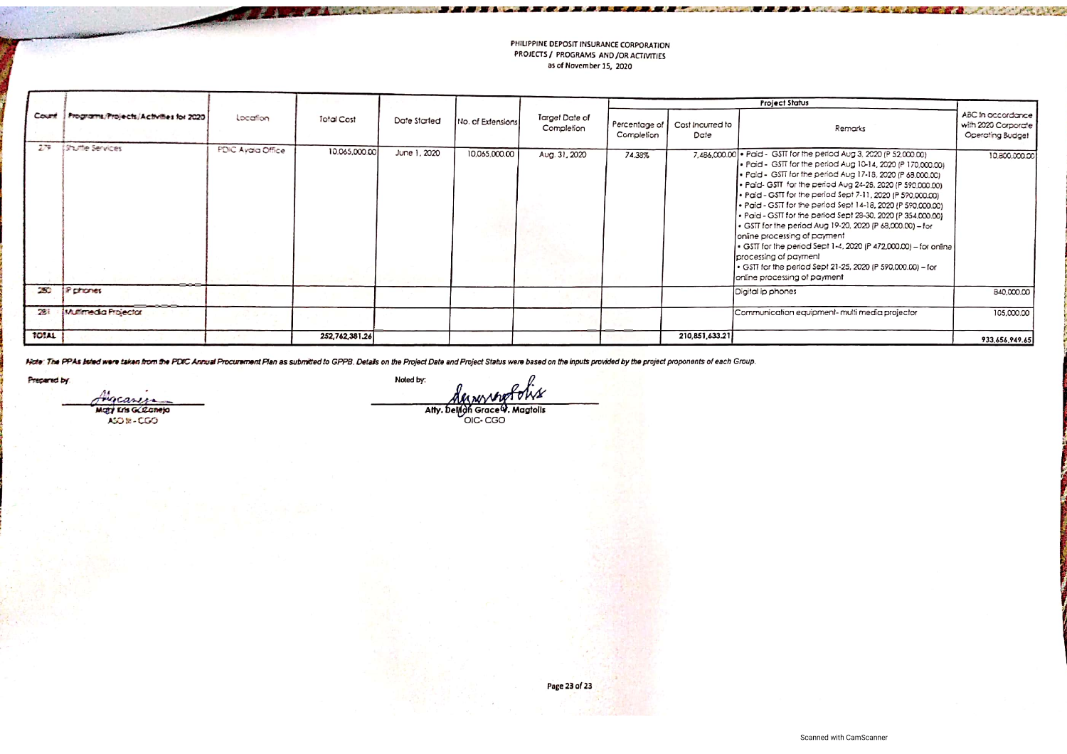PHILIPPINE DEPOSIT INSURANCE CORPORATION
PROJECTS / PROGRAMS AND /OR ACTIVITIES
as of November 15, 2020

| Count | Programs/Projects/Activities for 2020 | Location | Total Cost | Date Started | No. of Extensions | Target Date of Completion | Project Status | | | ABC in accordance with 2020 Corporate Operating Budget |
|---|---|---|---|---|---|---|---|---|---|---|
| | | | | | | | Percentage of Completion | Cost Incurred to Date | Remarks | |
| 279 | Shuttle Services | PDIC Ayala Office | 10,065,000.00 | June 1, 2020 | 10,065,000.00 | Aug. 31, 2020 | 74.38% | 7,486,000.00 | • Paid - GSTT for the period Aug 3, 2020 (P 52,000.00)<br>• Paid - GSTT for the period Aug 10-14, 2020 (P 170,000.00)<br>• Paid - GSTT for the period Aug 17-18, 2020 (P 68,000.00)<br>• Paid- GSTT for the period Aug 24-28, 2020 (P 590,000.00)<br>• Paid - GSTT for the period Sept 7-11, 2020 (P 590,000.00)<br>• Paid - GSTT for the period Sept 14-18, 2020 (P 590,000.00)<br>• Paid - GSTT for the period Sept 28-30, 2020 (P 354,000.00)<br>• GSTT for the period Aug 19-20, 2020 (P 68,000.00) – for online processing of payment<br>• GSTT for the period Sept 1-4, 2020 (P 472,000.00) – for online processing of payment<br>• GSTT for the period Sept 21-25, 2020 (P 590,000.00) – for online processing of payment | 10,800,000.00 |
| 280 | IP phones | | | | | | | | Digital ip phones | 840,000.00 |
| 281 | Multimedia Projector | | | | | | | | Communication equipment- multi media projector | 105,000.00 |
| TOTAL | | | 252,762,381.26 | | | | | 210,851,633.21 | | 933,656,949.65 |

*Note: The PPAs listed were taken from the PDIC Annual Procurement Plan as submitted to GPPB. Details on the Project Date and Project Status were based on the inputs provided by the project proponents of each Group.*

Prepared by:

Mary Kris G. Cañeja
ASO III - CGO

Noted by:

Atty. Delilah Grace V. Magtolis
OIC- CGO